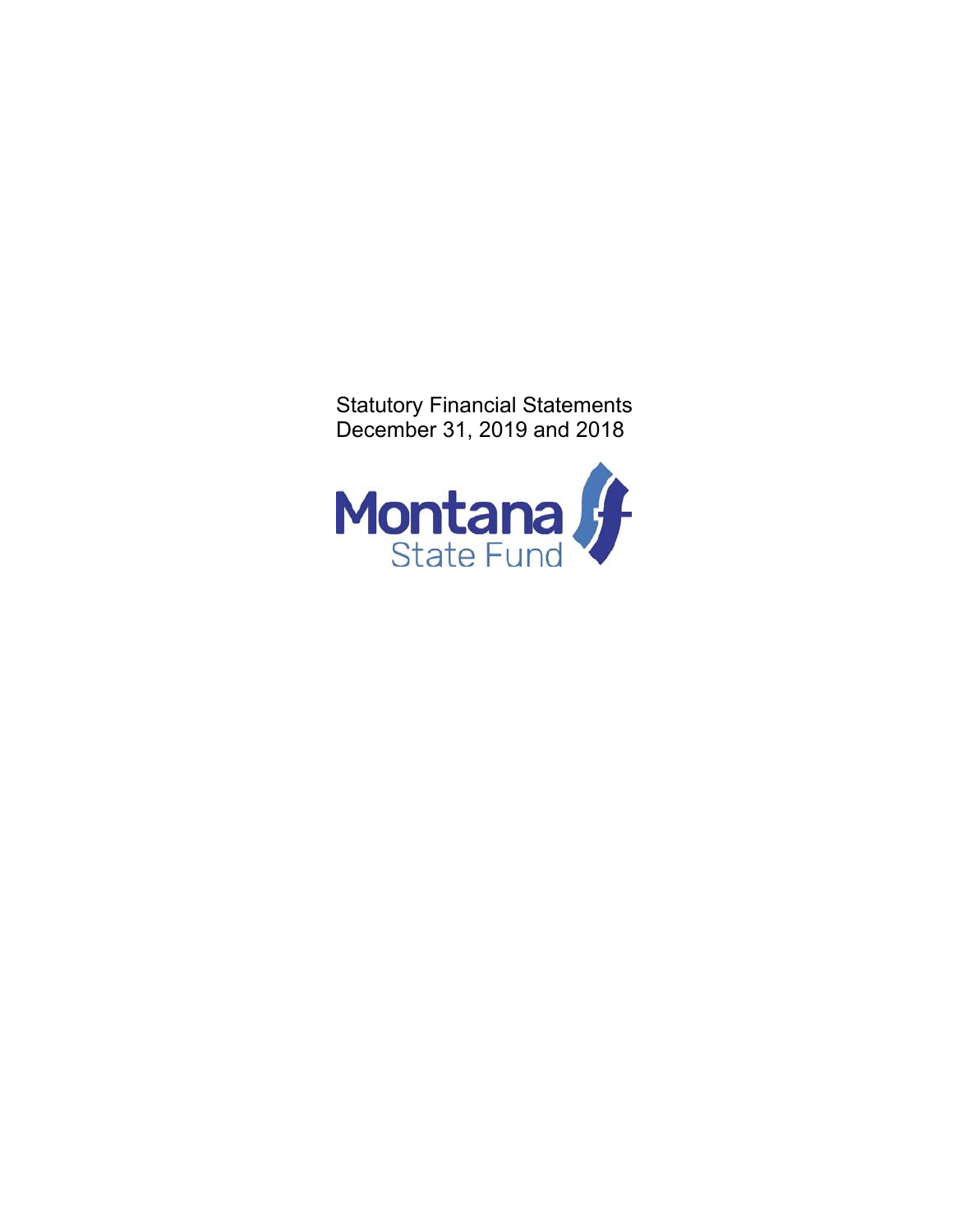Statutory Financial Statements

December 31, 2019 and 2018

Montana

State Fund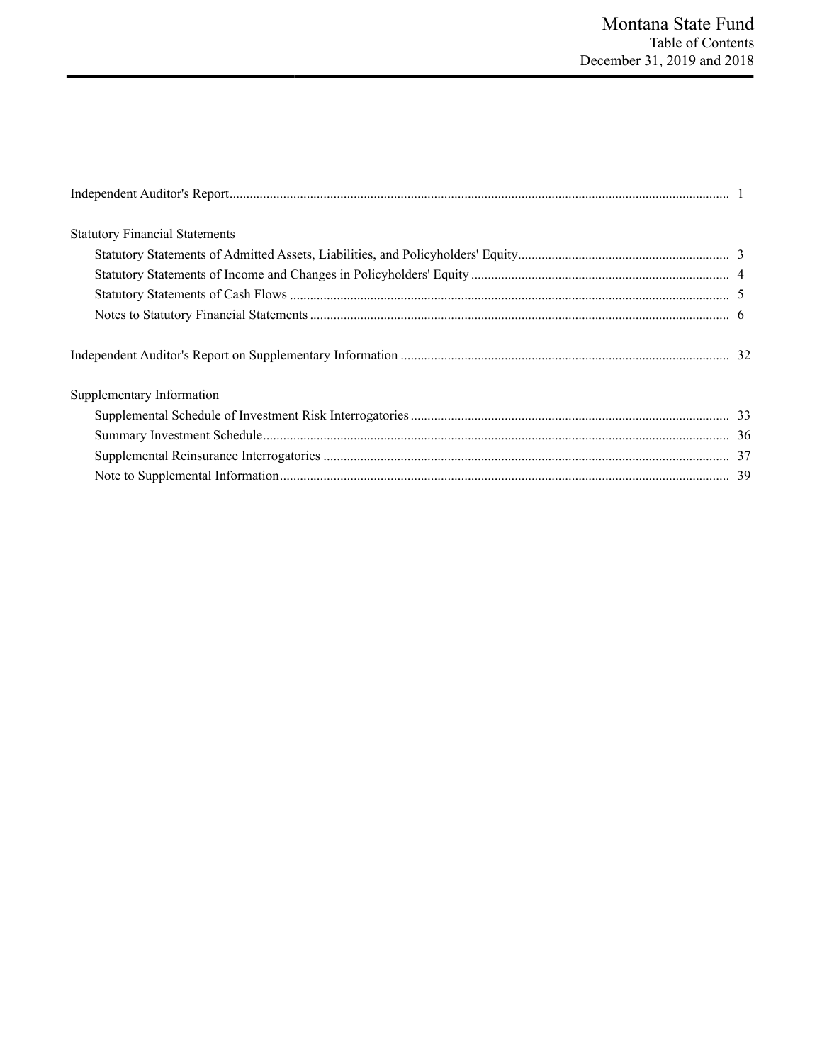# Montana State Fund
## Table of Contents
### December 31, 2019 and 2018

| | |
|---|---|
| Independent Auditor's Report | 1 |
| **Statutory Financial Statements** | |
| Statutory Statements of Admitted Assets, Liabilities, and Policyholders' Equity | 3 |
| Statutory Statements of Income and Changes in Policyholders' Equity | 4 |
| Statutory Statements of Cash Flows | 5 |
| Notes to Statutory Financial Statements | 6 |
| Independent Auditor's Report on Supplementary Information | 32 |
| **Supplementary Information** | |
| Supplemental Schedule of Investment Risk Interrogatories | 33 |
| Summary Investment Schedule | 36 |
| Supplemental Reinsurance Interrogatories | 37 |
| Note to Supplemental Information | 39 |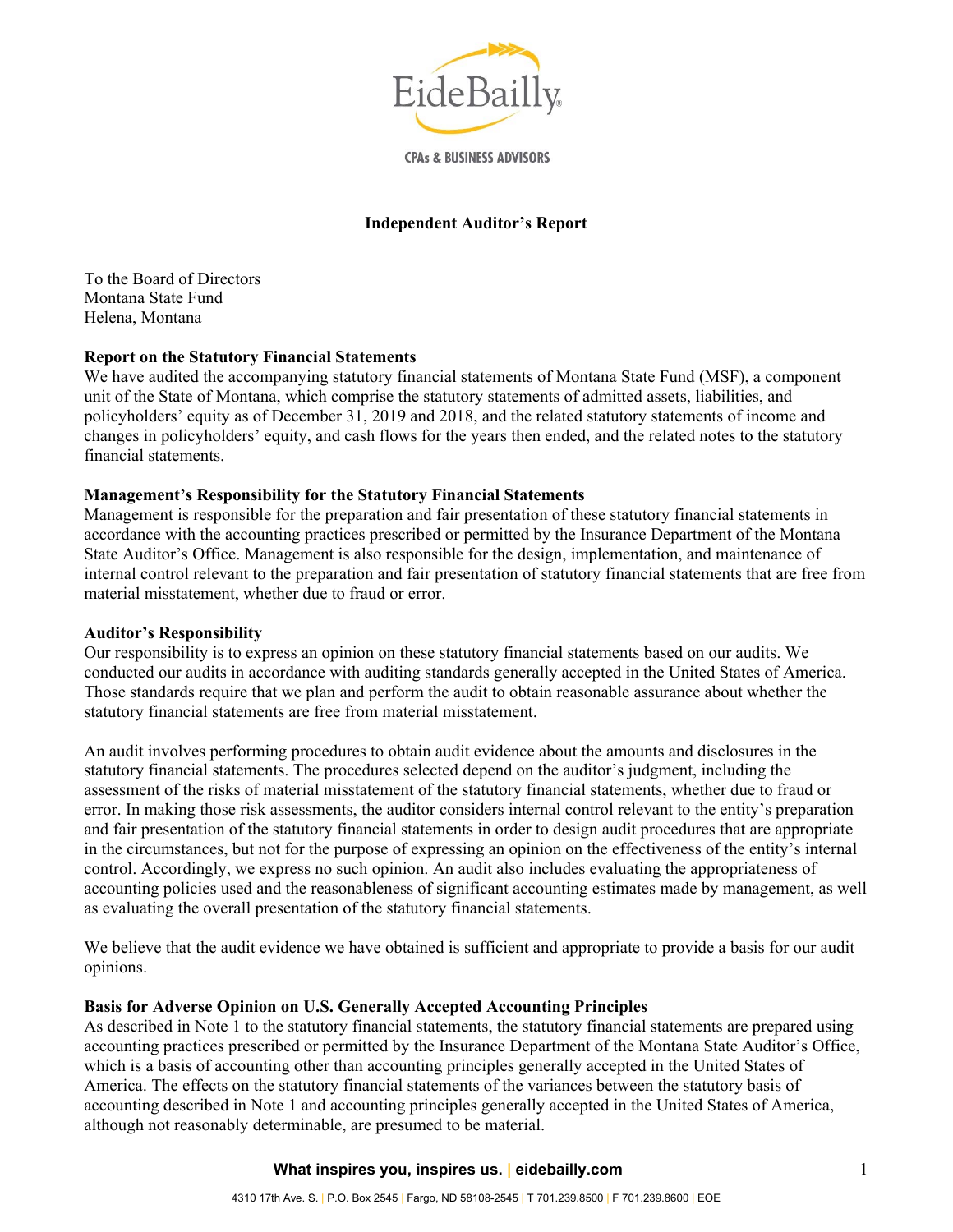# Independent Auditor's Report

To the Board of Directors
Montana State Fund
Helena, Montana

**Report on the Statutory Financial Statements**

We have audited the accompanying statutory financial statements of Montana State Fund (MSF), a component unit of the State of Montana, which comprise the statutory statements of admitted assets, liabilities, and policyholders' equity as of December 31, 2019 and 2018, and the related statutory statements of income and changes in policyholders' equity, and cash flows for the years then ended, and the related notes to the statutory financial statements.

**Management's Responsibility for the Statutory Financial Statements**

Management is responsible for the preparation and fair presentation of these statutory financial statements in accordance with the accounting practices prescribed or permitted by the Insurance Department of the Montana State Auditor's Office. Management is also responsible for the design, implementation, and maintenance of internal control relevant to the preparation and fair presentation of statutory financial statements that are free from material misstatement, whether due to fraud or error.

**Auditor's Responsibility**

Our responsibility is to express an opinion on these statutory financial statements based on our audits. We conducted our audits in accordance with auditing standards generally accepted in the United States of America. Those standards require that we plan and perform the audit to obtain reasonable assurance about whether the statutory financial statements are free from material misstatement.

An audit involves performing procedures to obtain audit evidence about the amounts and disclosures in the statutory financial statements. The procedures selected depend on the auditor's judgment, including the assessment of the risks of material misstatement of the statutory financial statements, whether due to fraud or error. In making those risk assessments, the auditor considers internal control relevant to the entity's preparation and fair presentation of the statutory financial statements in order to design audit procedures that are appropriate in the circumstances, but not for the purpose of expressing an opinion on the effectiveness of the entity's internal control. Accordingly, we express no such opinion. An audit also includes evaluating the appropriateness of accounting policies used and the reasonableness of significant accounting estimates made by management, as well as evaluating the overall presentation of the statutory financial statements.

We believe that the audit evidence we have obtained is sufficient and appropriate to provide a basis for our audit opinions.

**Basis for Adverse Opinion on U.S. Generally Accepted Accounting Principles**

As described in Note 1 to the statutory financial statements, the statutory financial statements are prepared using accounting practices prescribed or permitted by the Insurance Department of the Montana State Auditor's Office, which is a basis of accounting other than accounting principles generally accepted in the United States of America. The effects on the statutory financial statements of the variances between the statutory basis of accounting described in Note 1 and accounting principles generally accepted in the United States of America, although not reasonably determinable, are presumed to be material.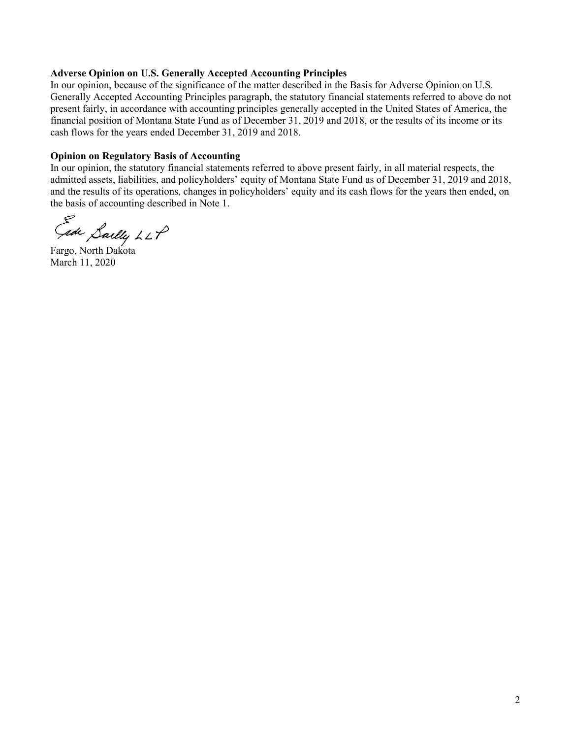**Adverse Opinion on U.S. Generally Accepted Accounting Principles**

In our opinion, because of the significance of the matter described in the Basis for Adverse Opinion on U.S. Generally Accepted Accounting Principles paragraph, the statutory financial statements referred to above do not present fairly, in accordance with accounting principles generally accepted in the United States of America, the financial position of Montana State Fund as of December 31, 2019 and 2018, or the results of its income or its cash flows for the years ended December 31, 2019 and 2018.

**Opinion on Regulatory Basis of Accounting**

In our opinion, the statutory financial statements referred to above present fairly, in all material respects, the admitted assets, liabilities, and policyholders' equity of Montana State Fund as of December 31, 2019 and 2018, and the results of its operations, changes in policyholders' equity and its cash flows for the years then ended, on the basis of accounting described in Note 1.

Eide Bailly LLP

Fargo, North Dakota
March 11, 2020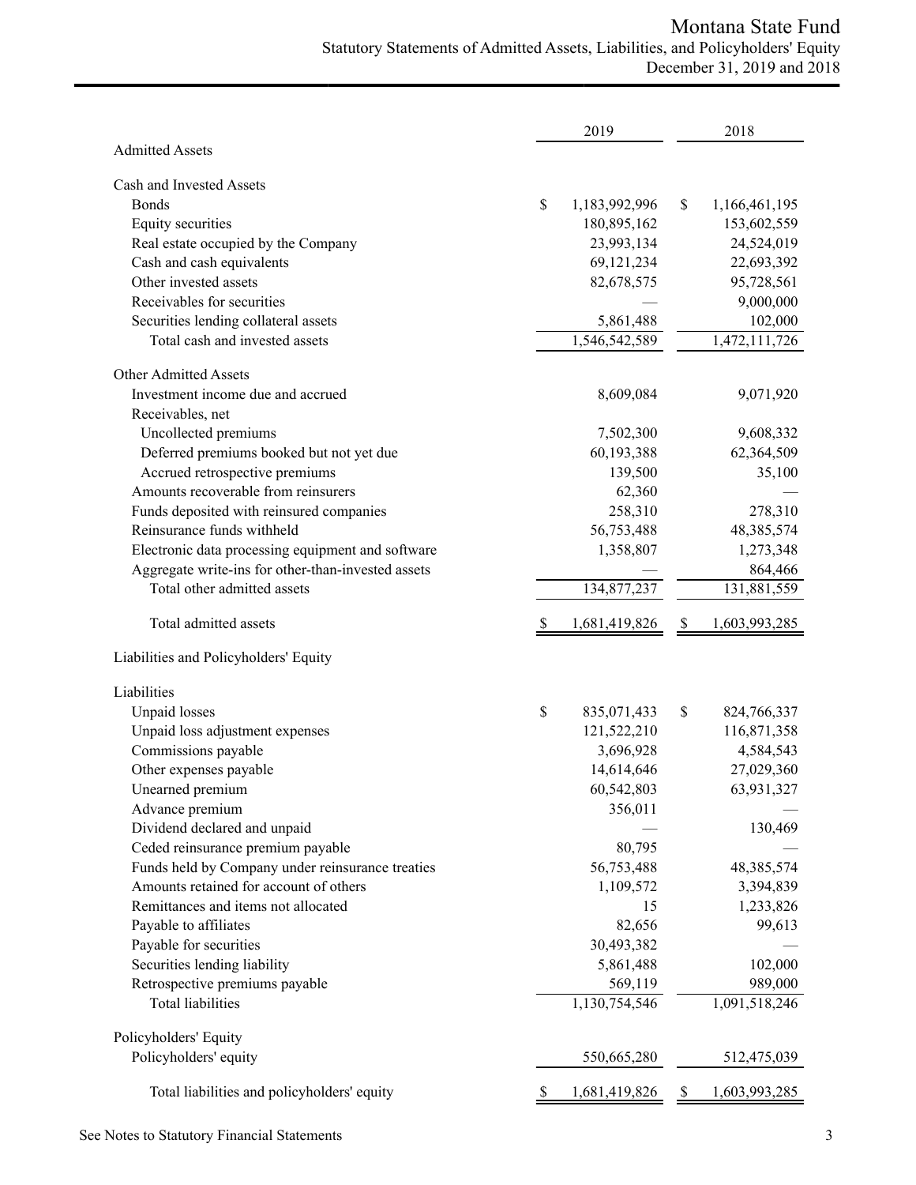# Montana State Fund

## Statutory Statements of Admitted Assets, Liabilities, and Policyholders' Equity

### December 31, 2019 and 2018

| | 2019 | 2018 |
|---|---|---|
| **Admitted Assets** | | |
| Cash and Invested Assets | | |
| Bonds | $ 1,183,992,996 | $ 1,166,461,195 |
| Equity securities | 180,895,162 | 153,602,559 |
| Real estate occupied by the Company | 23,993,134 | 24,524,019 |
| Cash and cash equivalents | 69,121,234 | 22,693,392 |
| Other invested assets | 82,678,575 | 95,728,561 |
| Receivables for securities | — | 9,000,000 |
| Securities lending collateral assets | 5,861,488 | 102,000 |
| Total cash and invested assets | 1,546,542,589 | 1,472,111,726 |
| Other Admitted Assets | | |
| Investment income due and accrued | 8,609,084 | 9,071,920 |
| Receivables, net | | |
| Uncollected premiums | 7,502,300 | 9,608,332 |
| Deferred premiums booked but not yet due | 60,193,388 | 62,364,509 |
| Accrued retrospective premiums | 139,500 | 35,100 |
| Amounts recoverable from reinsurers | 62,360 | — |
| Funds deposited with reinsured companies | 258,310 | 278,310 |
| Reinsurance funds withheld | 56,753,488 | 48,385,574 |
| Electronic data processing equipment and software | 1,358,807 | 1,273,348 |
| Aggregate write-ins for other-than-invested assets | — | 864,466 |
| Total other admitted assets | 134,877,237 | 131,881,559 |
| Total admitted assets | $ 1,681,419,826 | $ 1,603,993,285 |
| **Liabilities and Policyholders' Equity** | | |
| Liabilities | | |
| Unpaid losses | $ 835,071,433 | $ 824,766,337 |
| Unpaid loss adjustment expenses | 121,522,210 | 116,871,358 |
| Commissions payable | 3,696,928 | 4,584,543 |
| Other expenses payable | 14,614,646 | 27,029,360 |
| Unearned premium | 60,542,803 | 63,931,327 |
| Advance premium | 356,011 | — |
| Dividend declared and unpaid | — | 130,469 |
| Ceded reinsurance premium payable | 80,795 | — |
| Funds held by Company under reinsurance treaties | 56,753,488 | 48,385,574 |
| Amounts retained for account of others | 1,109,572 | 3,394,839 |
| Remittances and items not allocated | 15 | 1,233,826 |
| Payable to affiliates | 82,656 | 99,613 |
| Payable for securities | 30,493,382 | — |
| Securities lending liability | 5,861,488 | 102,000 |
| Retrospective premiums payable | 569,119 | 989,000 |
| Total liabilities | 1,130,754,546 | 1,091,518,246 |
| Policyholders' Equity | | |
| Policyholders' equity | 550,665,280 | 512,475,039 |
| Total liabilities and policyholders' equity | $ 1,681,419,826 | $ 1,603,993,285 |

See Notes to Statutory Financial Statements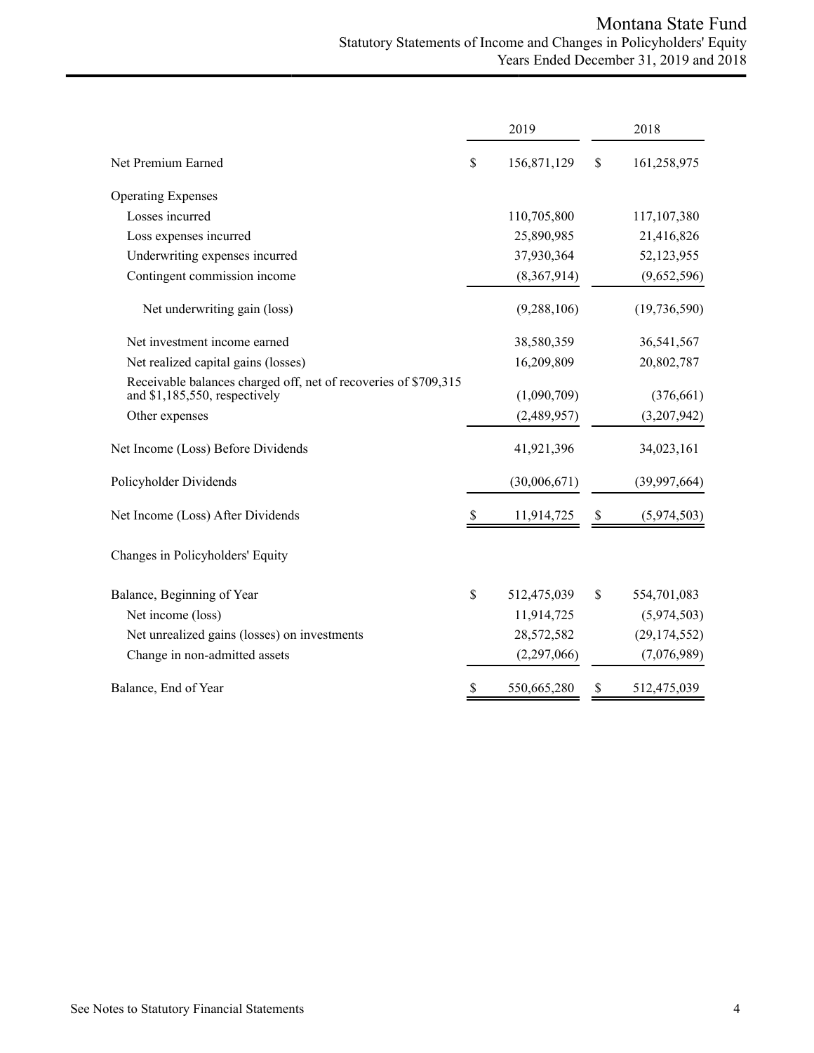# Montana State Fund

## Statutory Statements of Income and Changes in Policyholders' Equity

### Years Ended December 31, 2019 and 2018

| | 2019 | 2018 |
|---|---|---|
| Net Premium Earned | $ 156,871,129 | $ 161,258,975 |
| Operating Expenses | | |
| Losses incurred | 110,705,800 | 117,107,380 |
| Loss expenses incurred | 25,890,985 | 21,416,826 |
| Underwriting expenses incurred | 37,930,364 | 52,123,955 |
| Contingent commission income | (8,367,914) | (9,652,596) |
| Net underwriting gain (loss) | (9,288,106) | (19,736,590) |
| Net investment income earned | 38,580,359 | 36,541,567 |
| Net realized capital gains (losses) | 16,209,809 | 20,802,787 |
| Receivable balances charged off, net of recoveries of $709,315 and $1,185,550, respectively | (1,090,709) | (376,661) |
| Other expenses | (2,489,957) | (3,207,942) |
| Net Income (Loss) Before Dividends | 41,921,396 | 34,023,161 |
| Policyholder Dividends | (30,006,671) | (39,997,664) |
| Net Income (Loss) After Dividends | $ 11,914,725 | $ (5,974,503) |
| Changes in Policyholders' Equity | | |
| Balance, Beginning of Year | $ 512,475,039 | $ 554,701,083 |
| Net income (loss) | 11,914,725 | (5,974,503) |
| Net unrealized gains (losses) on investments | 28,572,582 | (29,174,552) |
| Change in non-admitted assets | (2,297,066) | (7,076,989) |
| Balance, End of Year | $ 550,665,280 | $ 512,475,039 |

See Notes to Statutory Financial Statements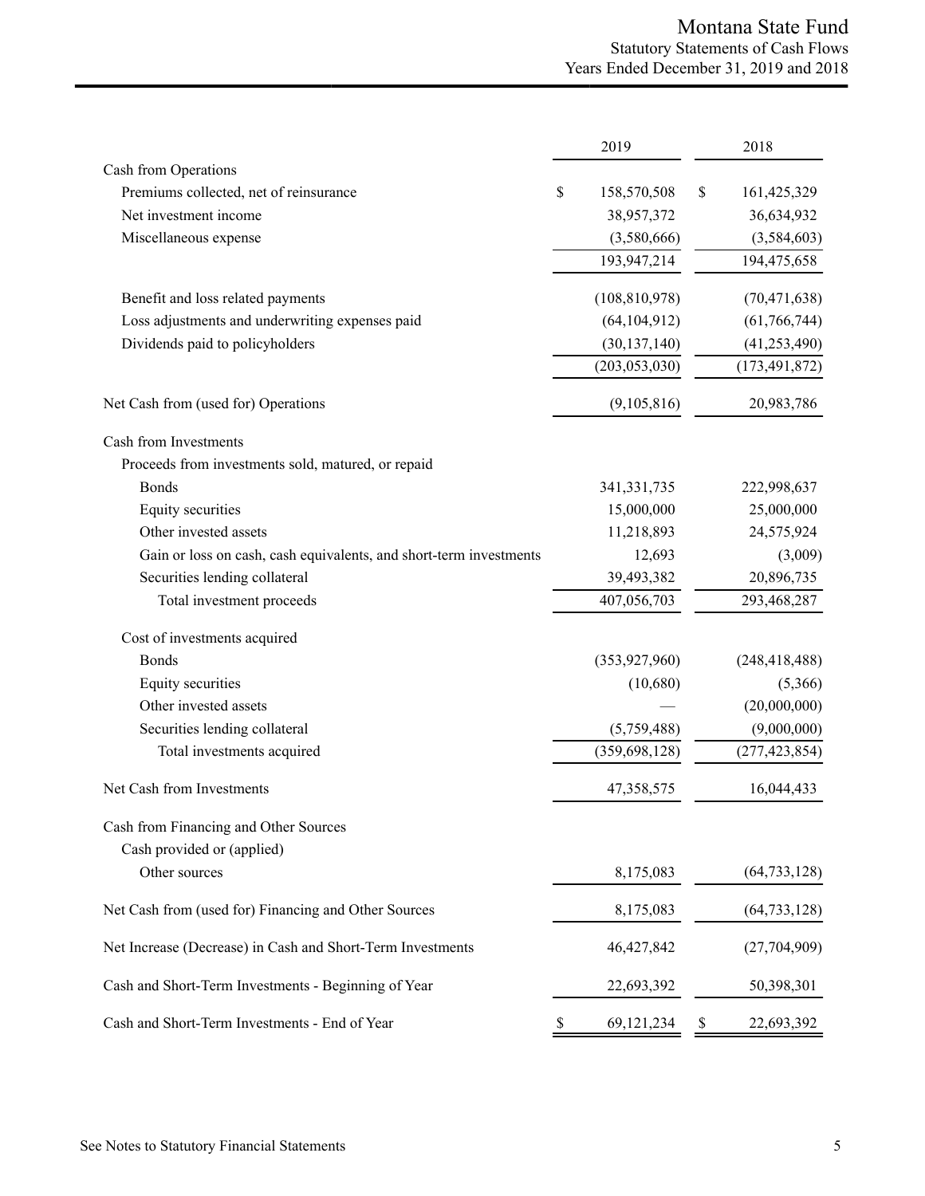# Montana State Fund

## Statutory Statements of Cash Flows

### Years Ended December 31, 2019 and 2018

| | 2019 | 2018 |
|---|---|---|
| **Cash from Operations** | | |
| Premiums collected, net of reinsurance | $ 158,570,508 | $ 161,425,329 |
| Net investment income | 38,957,372 | 36,634,932 |
| Miscellaneous expense | (3,580,666) | (3,584,603) |
| | 193,947,214 | 194,475,658 |
| Benefit and loss related payments | (108,810,978) | (70,471,638) |
| Loss adjustments and underwriting expenses paid | (64,104,912) | (61,766,744) |
| Dividends paid to policyholders | (30,137,140) | (41,253,490) |
| | (203,053,030) | (173,491,872) |
| Net Cash from (used for) Operations | (9,105,816) | 20,983,786 |
| **Cash from Investments** | | |
| Proceeds from investments sold, matured, or repaid | | |
| Bonds | 341,331,735 | 222,998,637 |
| Equity securities | 15,000,000 | 25,000,000 |
| Other invested assets | 11,218,893 | 24,575,924 |
| Gain or loss on cash, cash equivalents, and short-term investments | 12,693 | (3,009) |
| Securities lending collateral | 39,493,382 | 20,896,735 |
| Total investment proceeds | 407,056,703 | 293,468,287 |
| Cost of investments acquired | | |
| Bonds | (353,927,960) | (248,418,488) |
| Equity securities | (10,680) | (5,366) |
| Other invested assets | — | (20,000,000) |
| Securities lending collateral | (5,759,488) | (9,000,000) |
| Total investments acquired | (359,698,128) | (277,423,854) |
| Net Cash from Investments | 47,358,575 | 16,044,433 |
| **Cash from Financing and Other Sources** | | |
| Cash provided or (applied) | | |
| Other sources | 8,175,083 | (64,733,128) |
| Net Cash from (used for) Financing and Other Sources | 8,175,083 | (64,733,128) |
| Net Increase (Decrease) in Cash and Short-Term Investments | 46,427,842 | (27,704,909) |
| Cash and Short-Term Investments - Beginning of Year | 22,693,392 | 50,398,301 |
| Cash and Short-Term Investments - End of Year | $ 69,121,234 | $ 22,693,392 |

See Notes to Statutory Financial Statements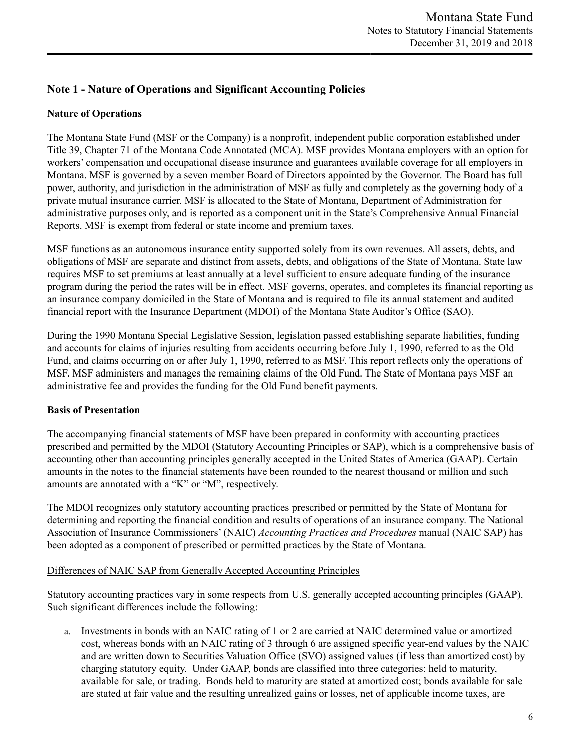## Note 1 - Nature of Operations and Significant Accounting Policies

### Nature of Operations

The Montana State Fund (MSF or the Company) is a nonprofit, independent public corporation established under Title 39, Chapter 71 of the Montana Code Annotated (MCA). MSF provides Montana employers with an option for workers' compensation and occupational disease insurance and guarantees available coverage for all employers in Montana. MSF is governed by a seven member Board of Directors appointed by the Governor. The Board has full power, authority, and jurisdiction in the administration of MSF as fully and completely as the governing body of a private mutual insurance carrier. MSF is allocated to the State of Montana, Department of Administration for administrative purposes only, and is reported as a component unit in the State's Comprehensive Annual Financial Reports. MSF is exempt from federal or state income and premium taxes.

MSF functions as an autonomous insurance entity supported solely from its own revenues. All assets, debts, and obligations of MSF are separate and distinct from assets, debts, and obligations of the State of Montana. State law requires MSF to set premiums at least annually at a level sufficient to ensure adequate funding of the insurance program during the period the rates will be in effect. MSF governs, operates, and completes its financial reporting as an insurance company domiciled in the State of Montana and is required to file its annual statement and audited financial report with the Insurance Department (MDOI) of the Montana State Auditor's Office (SAO).

During the 1990 Montana Special Legislative Session, legislation passed establishing separate liabilities, funding and accounts for claims of injuries resulting from accidents occurring before July 1, 1990, referred to as the Old Fund, and claims occurring on or after July 1, 1990, referred to as MSF. This report reflects only the operations of MSF. MSF administers and manages the remaining claims of the Old Fund. The State of Montana pays MSF an administrative fee and provides the funding for the Old Fund benefit payments.

### Basis of Presentation

The accompanying financial statements of MSF have been prepared in conformity with accounting practices prescribed and permitted by the MDOI (Statutory Accounting Principles or SAP), which is a comprehensive basis of accounting other than accounting principles generally accepted in the United States of America (GAAP). Certain amounts in the notes to the financial statements have been rounded to the nearest thousand or million and such amounts are annotated with a "K" or "M", respectively.

The MDOI recognizes only statutory accounting practices prescribed or permitted by the State of Montana for determining and reporting the financial condition and results of operations of an insurance company. The National Association of Insurance Commissioners' (NAIC) *Accounting Practices and Procedures* manual (NAIC SAP) has been adopted as a component of prescribed or permitted practices by the State of Montana.

Differences of NAIC SAP from Generally Accepted Accounting Principles

Statutory accounting practices vary in some respects from U.S. generally accepted accounting principles (GAAP). Such significant differences include the following:

a. Investments in bonds with an NAIC rating of 1 or 2 are carried at NAIC determined value or amortized cost, whereas bonds with an NAIC rating of 3 through 6 are assigned specific year-end values by the NAIC and are written down to Securities Valuation Office (SVO) assigned values (if less than amortized cost) by charging statutory equity. Under GAAP, bonds are classified into three categories: held to maturity, available for sale, or trading. Bonds held to maturity are stated at amortized cost; bonds available for sale are stated at fair value and the resulting unrealized gains or losses, net of applicable income taxes, are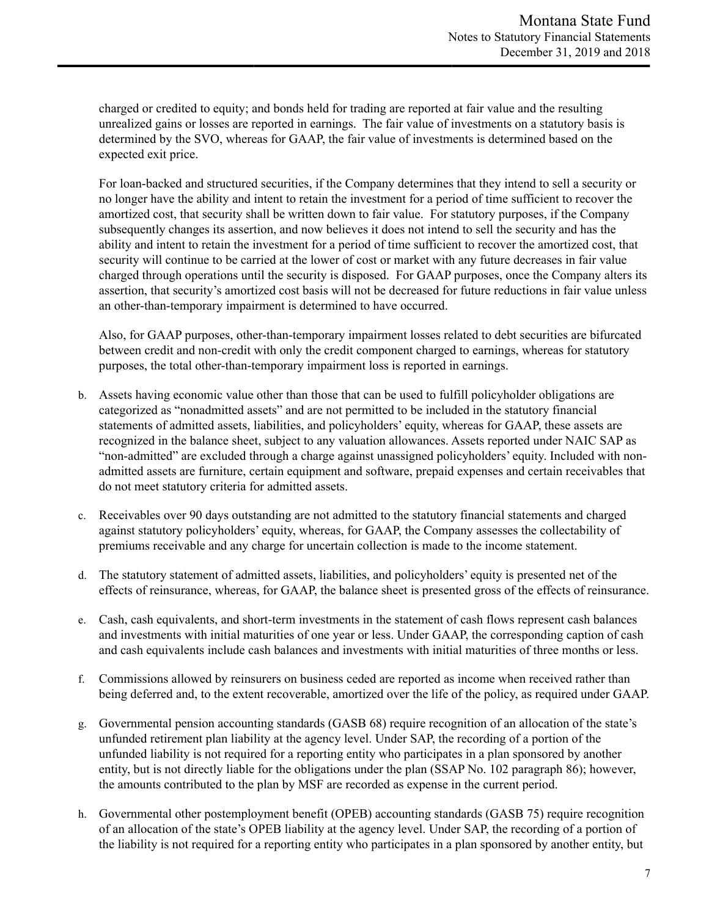charged or credited to equity; and bonds held for trading are reported at fair value and the resulting unrealized gains or losses are reported in earnings. The fair value of investments on a statutory basis is determined by the SVO, whereas for GAAP, the fair value of investments is determined based on the expected exit price.

For loan-backed and structured securities, if the Company determines that they intend to sell a security or no longer have the ability and intent to retain the investment for a period of time sufficient to recover the amortized cost, that security shall be written down to fair value. For statutory purposes, if the Company subsequently changes its assertion, and now believes it does not intend to sell the security and has the ability and intent to retain the investment for a period of time sufficient to recover the amortized cost, that security will continue to be carried at the lower of cost or market with any future decreases in fair value charged through operations until the security is disposed. For GAAP purposes, once the Company alters its assertion, that security's amortized cost basis will not be decreased for future reductions in fair value unless an other-than-temporary impairment is determined to have occurred.

Also, for GAAP purposes, other-than-temporary impairment losses related to debt securities are bifurcated between credit and non-credit with only the credit component charged to earnings, whereas for statutory purposes, the total other-than-temporary impairment loss is reported in earnings.

b. Assets having economic value other than those that can be used to fulfill policyholder obligations are categorized as "nonadmitted assets" and are not permitted to be included in the statutory financial statements of admitted assets, liabilities, and policyholders' equity, whereas for GAAP, these assets are recognized in the balance sheet, subject to any valuation allowances. Assets reported under NAIC SAP as "non-admitted" are excluded through a charge against unassigned policyholders' equity. Included with non-admitted assets are furniture, certain equipment and software, prepaid expenses and certain receivables that do not meet statutory criteria for admitted assets.

c. Receivables over 90 days outstanding are not admitted to the statutory financial statements and charged against statutory policyholders' equity, whereas, for GAAP, the Company assesses the collectability of premiums receivable and any charge for uncertain collection is made to the income statement.

d. The statutory statement of admitted assets, liabilities, and policyholders' equity is presented net of the effects of reinsurance, whereas, for GAAP, the balance sheet is presented gross of the effects of reinsurance.

e. Cash, cash equivalents, and short-term investments in the statement of cash flows represent cash balances and investments with initial maturities of one year or less. Under GAAP, the corresponding caption of cash and cash equivalents include cash balances and investments with initial maturities of three months or less.

f. Commissions allowed by reinsurers on business ceded are reported as income when received rather than being deferred and, to the extent recoverable, amortized over the life of the policy, as required under GAAP.

g. Governmental pension accounting standards (GASB 68) require recognition of an allocation of the state's unfunded retirement plan liability at the agency level. Under SAP, the recording of a portion of the unfunded liability is not required for a reporting entity who participates in a plan sponsored by another entity, but is not directly liable for the obligations under the plan (SSAP No. 102 paragraph 86); however, the amounts contributed to the plan by MSF are recorded as expense in the current period.

h. Governmental other postemployment benefit (OPEB) accounting standards (GASB 75) require recognition of an allocation of the state's OPEB liability at the agency level. Under SAP, the recording of a portion of the liability is not required for a reporting entity who participates in a plan sponsored by another entity, but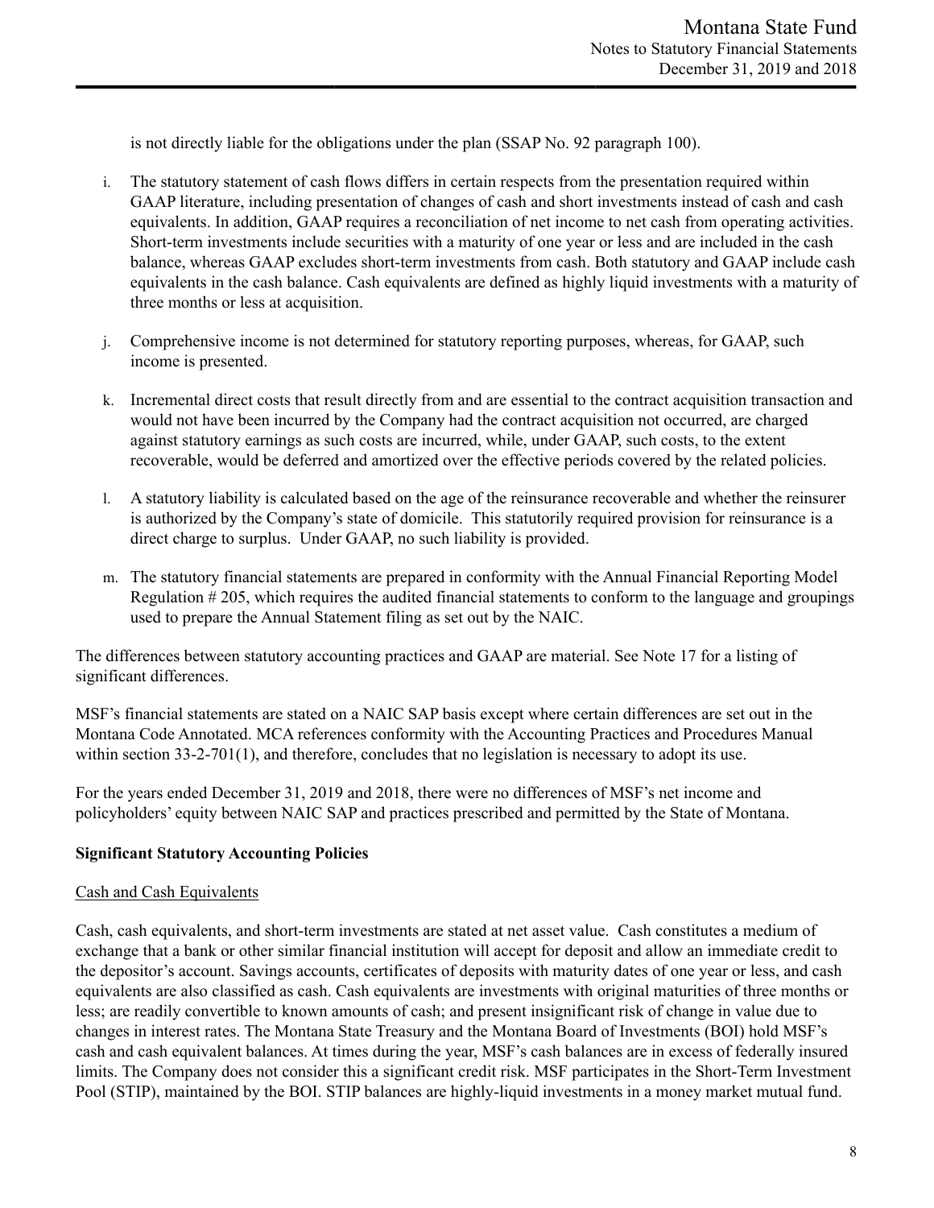is not directly liable for the obligations under the plan (SSAP No. 92 paragraph 100).

i. The statutory statement of cash flows differs in certain respects from the presentation required within GAAP literature, including presentation of changes of cash and short investments instead of cash and cash equivalents. In addition, GAAP requires a reconciliation of net income to net cash from operating activities. Short-term investments include securities with a maturity of one year or less and are included in the cash balance, whereas GAAP excludes short-term investments from cash. Both statutory and GAAP include cash equivalents in the cash balance. Cash equivalents are defined as highly liquid investments with a maturity of three months or less at acquisition.

j. Comprehensive income is not determined for statutory reporting purposes, whereas, for GAAP, such income is presented.

k. Incremental direct costs that result directly from and are essential to the contract acquisition transaction and would not have been incurred by the Company had the contract acquisition not occurred, are charged against statutory earnings as such costs are incurred, while, under GAAP, such costs, to the extent recoverable, would be deferred and amortized over the effective periods covered by the related policies.

l. A statutory liability is calculated based on the age of the reinsurance recoverable and whether the reinsurer is authorized by the Company's state of domicile. This statutorily required provision for reinsurance is a direct charge to surplus. Under GAAP, no such liability is provided.

m. The statutory financial statements are prepared in conformity with the Annual Financial Reporting Model Regulation # 205, which requires the audited financial statements to conform to the language and groupings used to prepare the Annual Statement filing as set out by the NAIC.

The differences between statutory accounting practices and GAAP are material. See Note 17 for a listing of significant differences.

MSF's financial statements are stated on a NAIC SAP basis except where certain differences are set out in the Montana Code Annotated. MCA references conformity with the Accounting Practices and Procedures Manual within section 33-2-701(1), and therefore, concludes that no legislation is necessary to adopt its use.

For the years ended December 31, 2019 and 2018, there were no differences of MSF's net income and policyholders' equity between NAIC SAP and practices prescribed and permitted by the State of Montana.

**Significant Statutory Accounting Policies**

Cash and Cash Equivalents

Cash, cash equivalents, and short-term investments are stated at net asset value. Cash constitutes a medium of exchange that a bank or other similar financial institution will accept for deposit and allow an immediate credit to the depositor's account. Savings accounts, certificates of deposits with maturity dates of one year or less, and cash equivalents are also classified as cash. Cash equivalents are investments with original maturities of three months or less; are readily convertible to known amounts of cash; and present insignificant risk of change in value due to changes in interest rates. The Montana State Treasury and the Montana Board of Investments (BOI) hold MSF's cash and cash equivalent balances. At times during the year, MSF's cash balances are in excess of federally insured limits. The Company does not consider this a significant credit risk. MSF participates in the Short-Term Investment Pool (STIP), maintained by the BOI. STIP balances are highly-liquid investments in a money market mutual fund.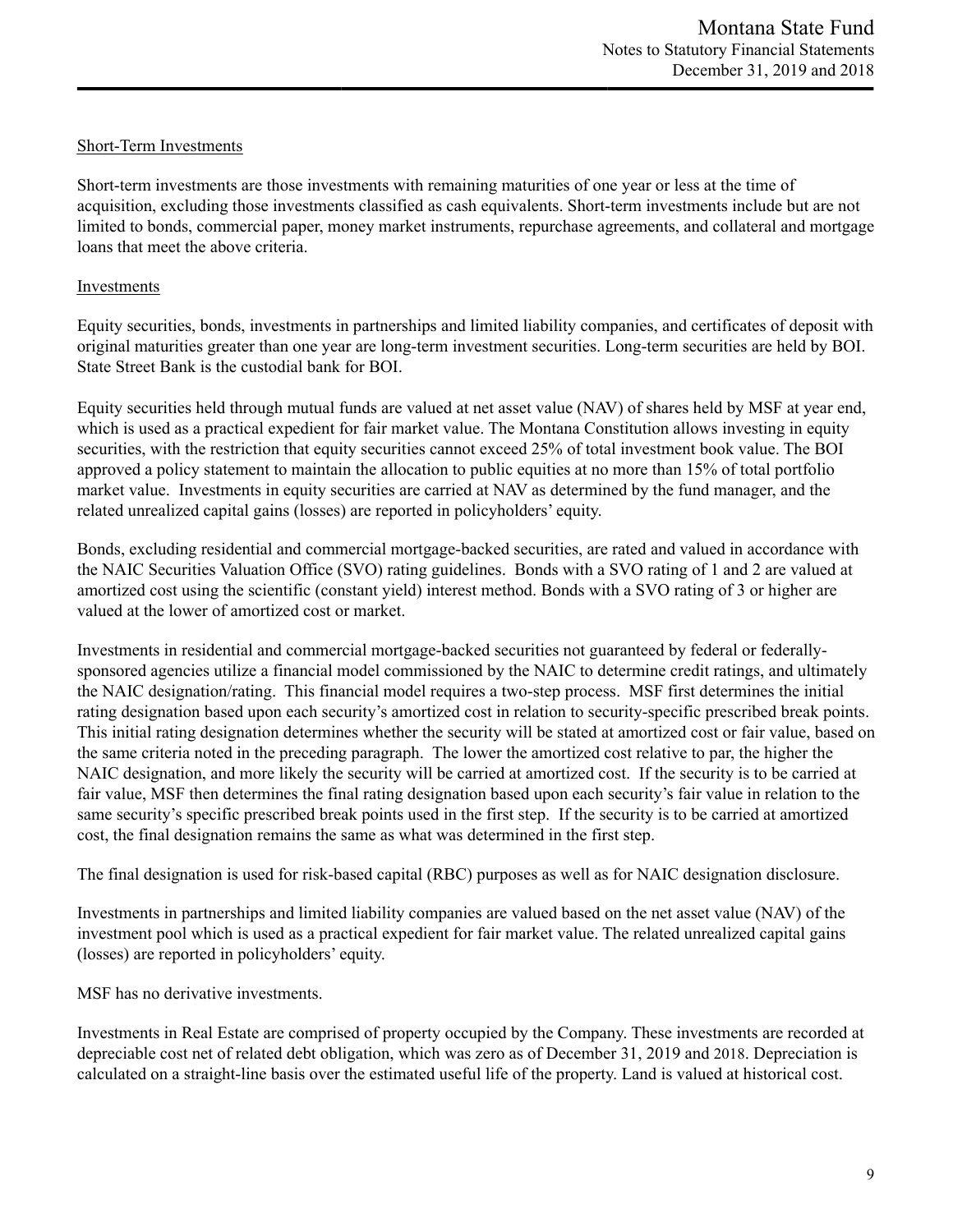Short-Term Investments

Short-term investments are those investments with remaining maturities of one year or less at the time of acquisition, excluding those investments classified as cash equivalents. Short-term investments include but are not limited to bonds, commercial paper, money market instruments, repurchase agreements, and collateral and mortgage loans that meet the above criteria.

Investments

Equity securities, bonds, investments in partnerships and limited liability companies, and certificates of deposit with original maturities greater than one year are long-term investment securities. Long-term securities are held by BOI. State Street Bank is the custodial bank for BOI.

Equity securities held through mutual funds are valued at net asset value (NAV) of shares held by MSF at year end, which is used as a practical expedient for fair market value. The Montana Constitution allows investing in equity securities, with the restriction that equity securities cannot exceed 25% of total investment book value. The BOI approved a policy statement to maintain the allocation to public equities at no more than 15% of total portfolio market value. Investments in equity securities are carried at NAV as determined by the fund manager, and the related unrealized capital gains (losses) are reported in policyholders' equity.

Bonds, excluding residential and commercial mortgage-backed securities, are rated and valued in accordance with the NAIC Securities Valuation Office (SVO) rating guidelines. Bonds with a SVO rating of 1 and 2 are valued at amortized cost using the scientific (constant yield) interest method. Bonds with a SVO rating of 3 or higher are valued at the lower of amortized cost or market.

Investments in residential and commercial mortgage-backed securities not guaranteed by federal or federally-sponsored agencies utilize a financial model commissioned by the NAIC to determine credit ratings, and ultimately the NAIC designation/rating. This financial model requires a two-step process. MSF first determines the initial rating designation based upon each security's amortized cost in relation to security-specific prescribed break points. This initial rating designation determines whether the security will be stated at amortized cost or fair value, based on the same criteria noted in the preceding paragraph. The lower the amortized cost relative to par, the higher the NAIC designation, and more likely the security will be carried at amortized cost. If the security is to be carried at fair value, MSF then determines the final rating designation based upon each security's fair value in relation to the same security's specific prescribed break points used in the first step. If the security is to be carried at amortized cost, the final designation remains the same as what was determined in the first step.

The final designation is used for risk-based capital (RBC) purposes as well as for NAIC designation disclosure.

Investments in partnerships and limited liability companies are valued based on the net asset value (NAV) of the investment pool which is used as a practical expedient for fair market value. The related unrealized capital gains (losses) are reported in policyholders' equity.

MSF has no derivative investments.

Investments in Real Estate are comprised of property occupied by the Company. These investments are recorded at depreciable cost net of related debt obligation, which was zero as of December 31, 2019 and 2018. Depreciation is calculated on a straight-line basis over the estimated useful life of the property. Land is valued at historical cost.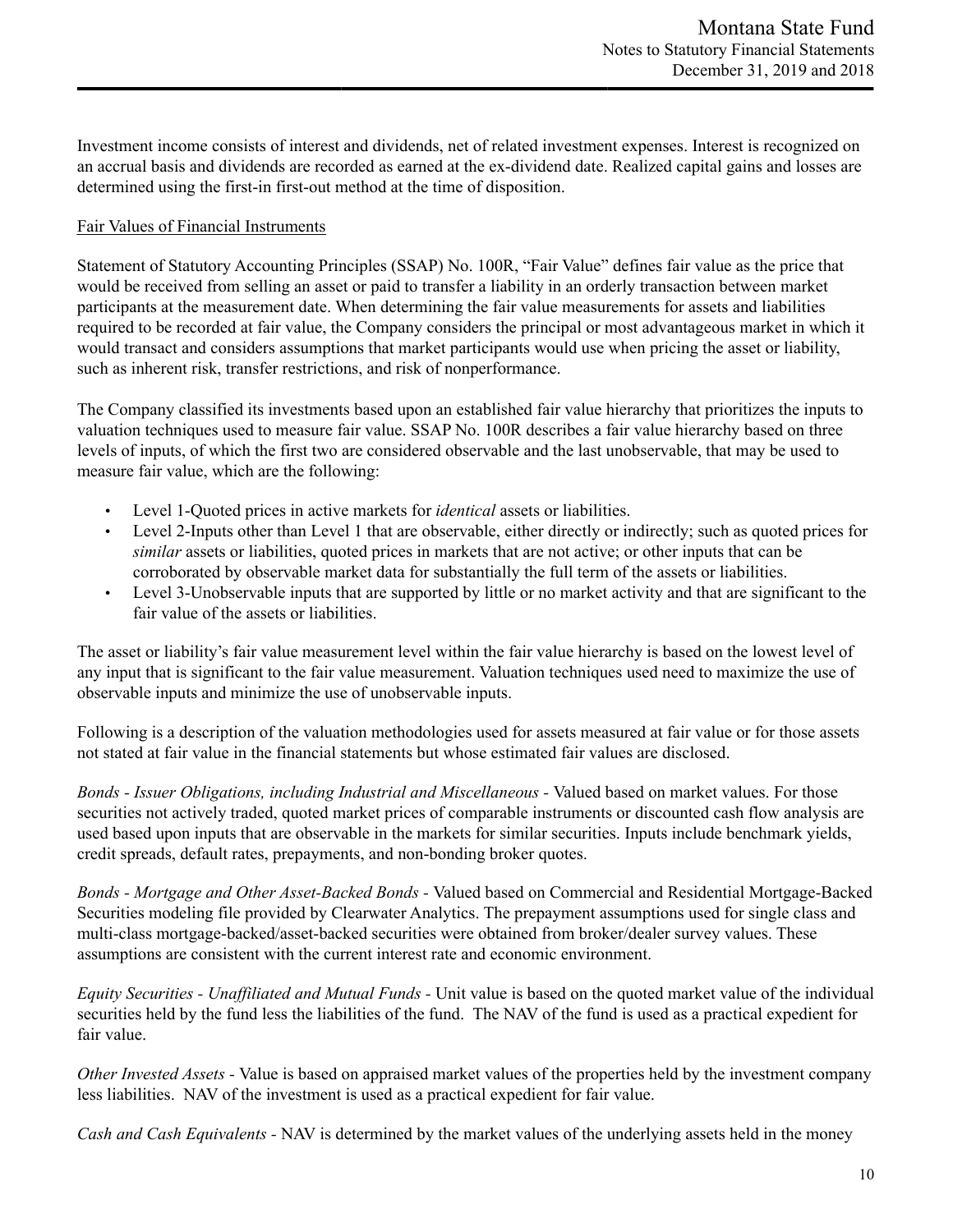Investment income consists of interest and dividends, net of related investment expenses. Interest is recognized on an accrual basis and dividends are recorded as earned at the ex-dividend date. Realized capital gains and losses are determined using the first-in first-out method at the time of disposition.

Fair Values of Financial Instruments

Statement of Statutory Accounting Principles (SSAP) No. 100R, "Fair Value" defines fair value as the price that would be received from selling an asset or paid to transfer a liability in an orderly transaction between market participants at the measurement date. When determining the fair value measurements for assets and liabilities required to be recorded at fair value, the Company considers the principal or most advantageous market in which it would transact and considers assumptions that market participants would use when pricing the asset or liability, such as inherent risk, transfer restrictions, and risk of nonperformance.

The Company classified its investments based upon an established fair value hierarchy that prioritizes the inputs to valuation techniques used to measure fair value. SSAP No. 100R describes a fair value hierarchy based on three levels of inputs, of which the first two are considered observable and the last unobservable, that may be used to measure fair value, which are the following:

- Level 1-Quoted prices in active markets for *identical* assets or liabilities.
- Level 2-Inputs other than Level 1 that are observable, either directly or indirectly; such as quoted prices for *similar* assets or liabilities, quoted prices in markets that are not active; or other inputs that can be corroborated by observable market data for substantially the full term of the assets or liabilities.
- Level 3-Unobservable inputs that are supported by little or no market activity and that are significant to the fair value of the assets or liabilities.

The asset or liability's fair value measurement level within the fair value hierarchy is based on the lowest level of any input that is significant to the fair value measurement. Valuation techniques used need to maximize the use of observable inputs and minimize the use of unobservable inputs.

Following is a description of the valuation methodologies used for assets measured at fair value or for those assets not stated at fair value in the financial statements but whose estimated fair values are disclosed.

*Bonds - Issuer Obligations, including Industrial and Miscellaneous* - Valued based on market values. For those securities not actively traded, quoted market prices of comparable instruments or discounted cash flow analysis are used based upon inputs that are observable in the markets for similar securities. Inputs include benchmark yields, credit spreads, default rates, prepayments, and non-bonding broker quotes.

*Bonds - Mortgage and Other Asset-Backed Bonds* - Valued based on Commercial and Residential Mortgage-Backed Securities modeling file provided by Clearwater Analytics. The prepayment assumptions used for single class and multi-class mortgage-backed/asset-backed securities were obtained from broker/dealer survey values. These assumptions are consistent with the current interest rate and economic environment.

*Equity Securities - Unaffiliated and Mutual Funds* - Unit value is based on the quoted market value of the individual securities held by the fund less the liabilities of the fund. The NAV of the fund is used as a practical expedient for fair value.

*Other Invested Assets* - Value is based on appraised market values of the properties held by the investment company less liabilities. NAV of the investment is used as a practical expedient for fair value.

*Cash and Cash Equivalents* - NAV is determined by the market values of the underlying assets held in the money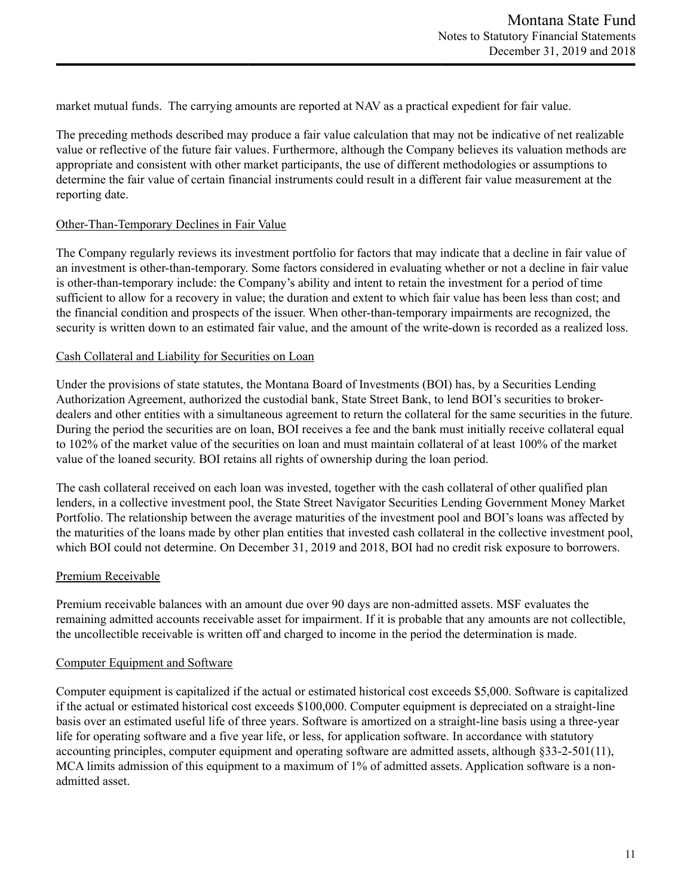market mutual funds. The carrying amounts are reported at NAV as a practical expedient for fair value.

The preceding methods described may produce a fair value calculation that may not be indicative of net realizable value or reflective of the future fair values. Furthermore, although the Company believes its valuation methods are appropriate and consistent with other market participants, the use of different methodologies or assumptions to determine the fair value of certain financial instruments could result in a different fair value measurement at the reporting date.

Other-Than-Temporary Declines in Fair Value

The Company regularly reviews its investment portfolio for factors that may indicate that a decline in fair value of an investment is other-than-temporary. Some factors considered in evaluating whether or not a decline in fair value is other-than-temporary include: the Company's ability and intent to retain the investment for a period of time sufficient to allow for a recovery in value; the duration and extent to which fair value has been less than cost; and the financial condition and prospects of the issuer. When other-than-temporary impairments are recognized, the security is written down to an estimated fair value, and the amount of the write-down is recorded as a realized loss.

Cash Collateral and Liability for Securities on Loan

Under the provisions of state statutes, the Montana Board of Investments (BOI) has, by a Securities Lending Authorization Agreement, authorized the custodial bank, State Street Bank, to lend BOI's securities to broker-dealers and other entities with a simultaneous agreement to return the collateral for the same securities in the future. During the period the securities are on loan, BOI receives a fee and the bank must initially receive collateral equal to 102% of the market value of the securities on loan and must maintain collateral of at least 100% of the market value of the loaned security. BOI retains all rights of ownership during the loan period.

The cash collateral received on each loan was invested, together with the cash collateral of other qualified plan lenders, in a collective investment pool, the State Street Navigator Securities Lending Government Money Market Portfolio. The relationship between the average maturities of the investment pool and BOI's loans was affected by the maturities of the loans made by other plan entities that invested cash collateral in the collective investment pool, which BOI could not determine. On December 31, 2019 and 2018, BOI had no credit risk exposure to borrowers.

Premium Receivable

Premium receivable balances with an amount due over 90 days are non-admitted assets. MSF evaluates the remaining admitted accounts receivable asset for impairment. If it is probable that any amounts are not collectible, the uncollectible receivable is written off and charged to income in the period the determination is made.

Computer Equipment and Software

Computer equipment is capitalized if the actual or estimated historical cost exceeds $5,000. Software is capitalized if the actual or estimated historical cost exceeds $100,000. Computer equipment is depreciated on a straight-line basis over an estimated useful life of three years. Software is amortized on a straight-line basis using a three-year life for operating software and a five year life, or less, for application software. In accordance with statutory accounting principles, computer equipment and operating software are admitted assets, although §33-2-501(11), MCA limits admission of this equipment to a maximum of 1% of admitted assets. Application software is a non-admitted asset.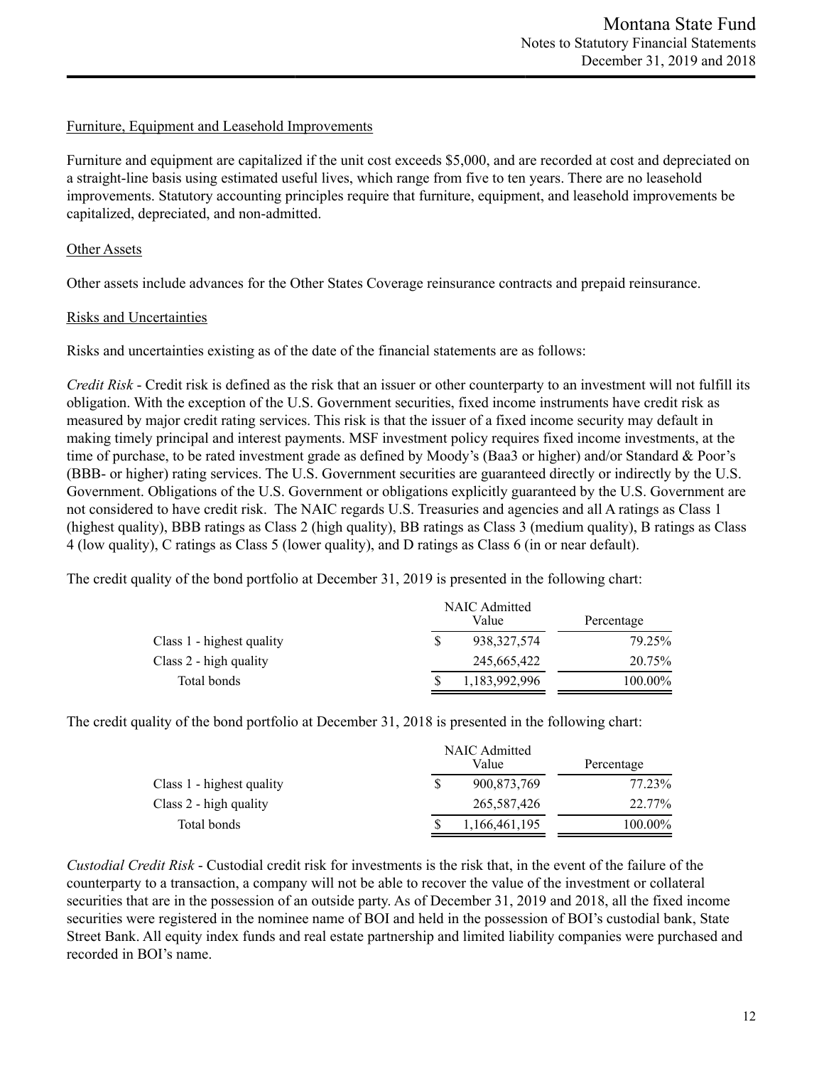Furniture, Equipment and Leasehold Improvements

Furniture and equipment are capitalized if the unit cost exceeds $5,000, and are recorded at cost and depreciated on a straight-line basis using estimated useful lives, which range from five to ten years. There are no leasehold improvements. Statutory accounting principles require that furniture, equipment, and leasehold improvements be capitalized, depreciated, and non-admitted.

Other Assets

Other assets include advances for the Other States Coverage reinsurance contracts and prepaid reinsurance.

Risks and Uncertainties

Risks and uncertainties existing as of the date of the financial statements are as follows:

*Credit Risk* - Credit risk is defined as the risk that an issuer or other counterparty to an investment will not fulfill its obligation. With the exception of the U.S. Government securities, fixed income instruments have credit risk as measured by major credit rating services. This risk is that the issuer of a fixed income security may default in making timely principal and interest payments. MSF investment policy requires fixed income investments, at the time of purchase, to be rated investment grade as defined by Moody's (Baa3 or higher) and/or Standard & Poor's (BBB- or higher) rating services. The U.S. Government securities are guaranteed directly or indirectly by the U.S. Government. Obligations of the U.S. Government or obligations explicitly guaranteed by the U.S. Government are not considered to have credit risk. The NAIC regards U.S. Treasuries and agencies and all A ratings as Class 1 (highest quality), BBB ratings as Class 2 (high quality), BB ratings as Class 3 (medium quality), B ratings as Class 4 (low quality), C ratings as Class 5 (lower quality), and D ratings as Class 6 (in or near default).

The credit quality of the bond portfolio at December 31, 2019 is presented in the following chart:

| | NAIC Admitted Value | Percentage |
|---|---|---|
| Class 1 - highest quality | $ 938,327,574 | 79.25% |
| Class 2 - high quality | 245,665,422 | 20.75% |
| Total bonds | $ 1,183,992,996 | 100.00% |

The credit quality of the bond portfolio at December 31, 2018 is presented in the following chart:

| | NAIC Admitted Value | Percentage |
|---|---|---|
| Class 1 - highest quality | $ 900,873,769 | 77.23% |
| Class 2 - high quality | 265,587,426 | 22.77% |
| Total bonds | $ 1,166,461,195 | 100.00% |

*Custodial Credit Risk* - Custodial credit risk for investments is the risk that, in the event of the failure of the counterparty to a transaction, a company will not be able to recover the value of the investment or collateral securities that are in the possession of an outside party. As of December 31, 2019 and 2018, all the fixed income securities were registered in the nominee name of BOI and held in the possession of BOI's custodial bank, State Street Bank. All equity index funds and real estate partnership and limited liability companies were purchased and recorded in BOI's name.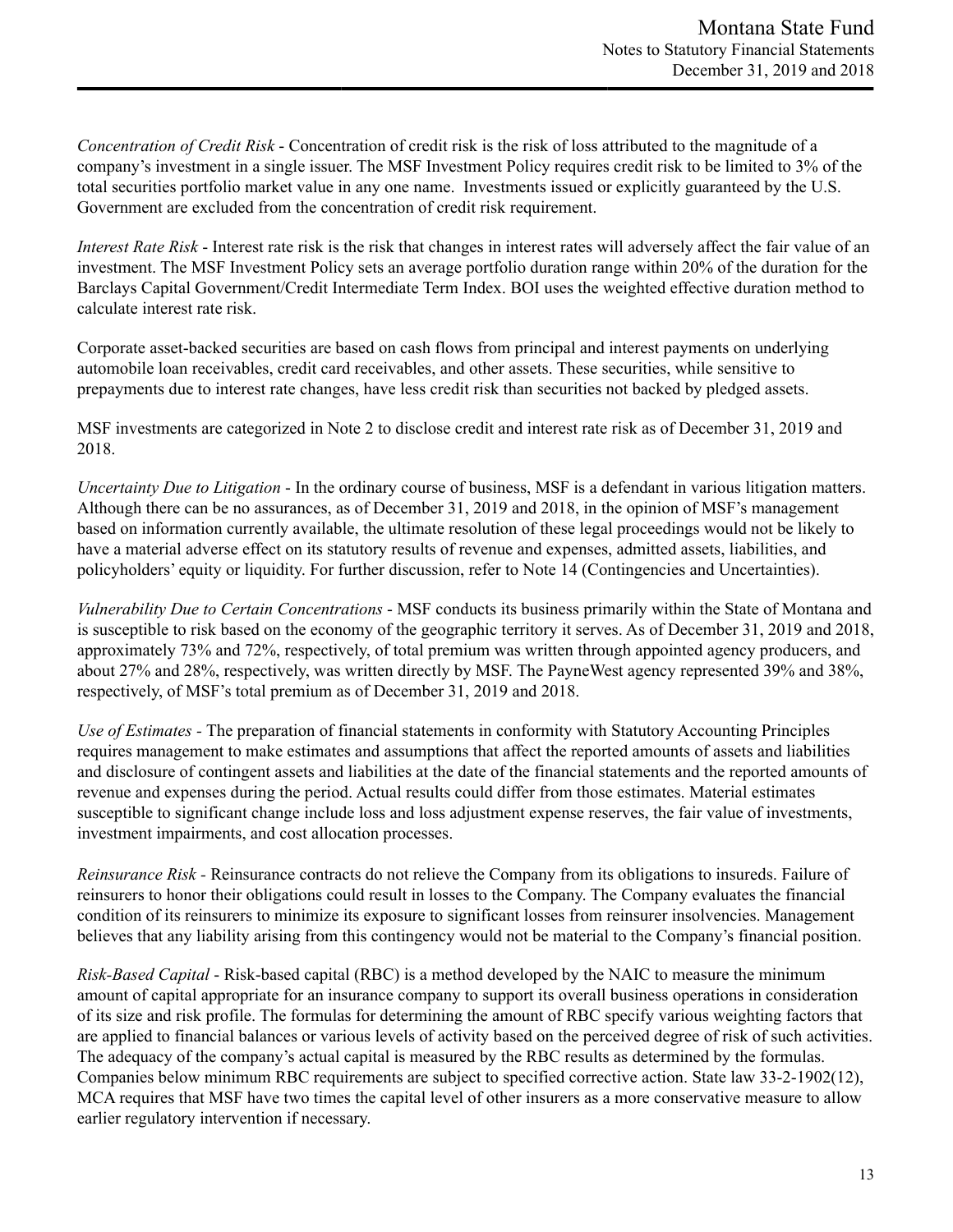*Concentration of Credit Risk* - Concentration of credit risk is the risk of loss attributed to the magnitude of a company's investment in a single issuer. The MSF Investment Policy requires credit risk to be limited to 3% of the total securities portfolio market value in any one name. Investments issued or explicitly guaranteed by the U.S. Government are excluded from the concentration of credit risk requirement.

*Interest Rate Risk* - Interest rate risk is the risk that changes in interest rates will adversely affect the fair value of an investment. The MSF Investment Policy sets an average portfolio duration range within 20% of the duration for the Barclays Capital Government/Credit Intermediate Term Index. BOI uses the weighted effective duration method to calculate interest rate risk.

Corporate asset-backed securities are based on cash flows from principal and interest payments on underlying automobile loan receivables, credit card receivables, and other assets. These securities, while sensitive to prepayments due to interest rate changes, have less credit risk than securities not backed by pledged assets.

MSF investments are categorized in Note 2 to disclose credit and interest rate risk as of December 31, 2019 and 2018.

*Uncertainty Due to Litigation* - In the ordinary course of business, MSF is a defendant in various litigation matters. Although there can be no assurances, as of December 31, 2019 and 2018, in the opinion of MSF's management based on information currently available, the ultimate resolution of these legal proceedings would not be likely to have a material adverse effect on its statutory results of revenue and expenses, admitted assets, liabilities, and policyholders' equity or liquidity. For further discussion, refer to Note 14 (Contingencies and Uncertainties).

*Vulnerability Due to Certain Concentrations* - MSF conducts its business primarily within the State of Montana and is susceptible to risk based on the economy of the geographic territory it serves. As of December 31, 2019 and 2018, approximately 73% and 72%, respectively, of total premium was written through appointed agency producers, and about 27% and 28%, respectively, was written directly by MSF. The PayneWest agency represented 39% and 38%, respectively, of MSF's total premium as of December 31, 2019 and 2018.

*Use of Estimates* - The preparation of financial statements in conformity with Statutory Accounting Principles requires management to make estimates and assumptions that affect the reported amounts of assets and liabilities and disclosure of contingent assets and liabilities at the date of the financial statements and the reported amounts of revenue and expenses during the period. Actual results could differ from those estimates. Material estimates susceptible to significant change include loss and loss adjustment expense reserves, the fair value of investments, investment impairments, and cost allocation processes.

*Reinsurance Risk* - Reinsurance contracts do not relieve the Company from its obligations to insureds. Failure of reinsurers to honor their obligations could result in losses to the Company. The Company evaluates the financial condition of its reinsurers to minimize its exposure to significant losses from reinsurer insolvencies. Management believes that any liability arising from this contingency would not be material to the Company's financial position.

*Risk-Based Capital* - Risk-based capital (RBC) is a method developed by the NAIC to measure the minimum amount of capital appropriate for an insurance company to support its overall business operations in consideration of its size and risk profile. The formulas for determining the amount of RBC specify various weighting factors that are applied to financial balances or various levels of activity based on the perceived degree of risk of such activities. The adequacy of the company's actual capital is measured by the RBC results as determined by the formulas. Companies below minimum RBC requirements are subject to specified corrective action. State law 33-2-1902(12), MCA requires that MSF have two times the capital level of other insurers as a more conservative measure to allow earlier regulatory intervention if necessary.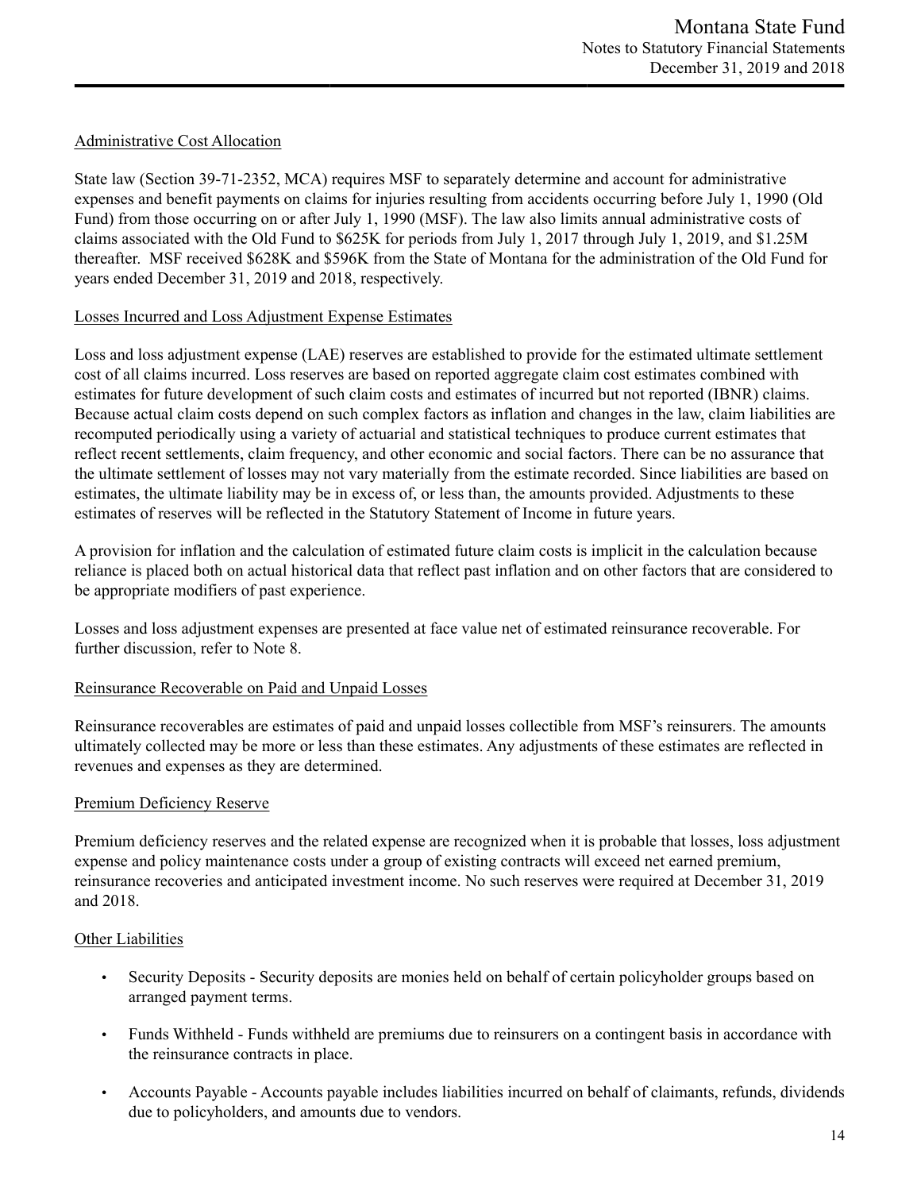### Administrative Cost Allocation

State law (Section 39-71-2352, MCA) requires MSF to separately determine and account for administrative expenses and benefit payments on claims for injuries resulting from accidents occurring before July 1, 1990 (Old Fund) from those occurring on or after July 1, 1990 (MSF). The law also limits annual administrative costs of claims associated with the Old Fund to $625K for periods from July 1, 2017 through July 1, 2019, and $1.25M thereafter. MSF received $628K and $596K from the State of Montana for the administration of the Old Fund for years ended December 31, 2019 and 2018, respectively.

### Losses Incurred and Loss Adjustment Expense Estimates

Loss and loss adjustment expense (LAE) reserves are established to provide for the estimated ultimate settlement cost of all claims incurred. Loss reserves are based on reported aggregate claim cost estimates combined with estimates for future development of such claim costs and estimates of incurred but not reported (IBNR) claims. Because actual claim costs depend on such complex factors as inflation and changes in the law, claim liabilities are recomputed periodically using a variety of actuarial and statistical techniques to produce current estimates that reflect recent settlements, claim frequency, and other economic and social factors. There can be no assurance that the ultimate settlement of losses may not vary materially from the estimate recorded. Since liabilities are based on estimates, the ultimate liability may be in excess of, or less than, the amounts provided. Adjustments to these estimates of reserves will be reflected in the Statutory Statement of Income in future years.

A provision for inflation and the calculation of estimated future claim costs is implicit in the calculation because reliance is placed both on actual historical data that reflect past inflation and on other factors that are considered to be appropriate modifiers of past experience.

Losses and loss adjustment expenses are presented at face value net of estimated reinsurance recoverable. For further discussion, refer to Note 8.

### Reinsurance Recoverable on Paid and Unpaid Losses

Reinsurance recoverables are estimates of paid and unpaid losses collectible from MSF's reinsurers. The amounts ultimately collected may be more or less than these estimates. Any adjustments of these estimates are reflected in revenues and expenses as they are determined.

### Premium Deficiency Reserve

Premium deficiency reserves and the related expense are recognized when it is probable that losses, loss adjustment expense and policy maintenance costs under a group of existing contracts will exceed net earned premium, reinsurance recoveries and anticipated investment income. No such reserves were required at December 31, 2019 and 2018.

### Other Liabilities

- Security Deposits - Security deposits are monies held on behalf of certain policyholder groups based on arranged payment terms.
- Funds Withheld - Funds withheld are premiums due to reinsurers on a contingent basis in accordance with the reinsurance contracts in place.
- Accounts Payable - Accounts payable includes liabilities incurred on behalf of claimants, refunds, dividends due to policyholders, and amounts due to vendors.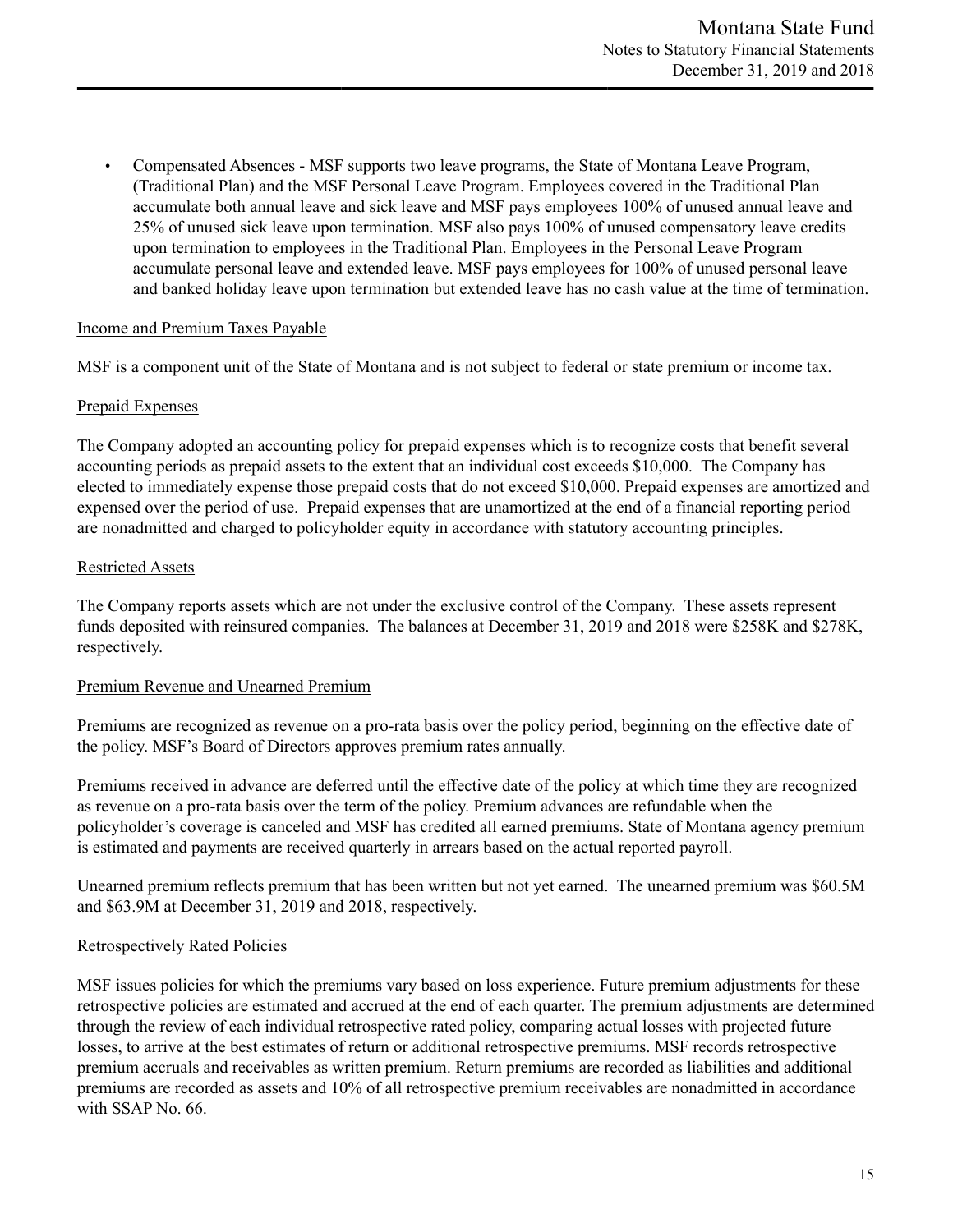- Compensated Absences - MSF supports two leave programs, the State of Montana Leave Program, (Traditional Plan) and the MSF Personal Leave Program. Employees covered in the Traditional Plan accumulate both annual leave and sick leave and MSF pays employees 100% of unused annual leave and 25% of unused sick leave upon termination. MSF also pays 100% of unused compensatory leave credits upon termination to employees in the Traditional Plan. Employees in the Personal Leave Program accumulate personal leave and extended leave. MSF pays employees for 100% of unused personal leave and banked holiday leave upon termination but extended leave has no cash value at the time of termination.

Income and Premium Taxes Payable

MSF is a component unit of the State of Montana and is not subject to federal or state premium or income tax.

Prepaid Expenses

The Company adopted an accounting policy for prepaid expenses which is to recognize costs that benefit several accounting periods as prepaid assets to the extent that an individual cost exceeds $10,000. The Company has elected to immediately expense those prepaid costs that do not exceed $10,000. Prepaid expenses are amortized and expensed over the period of use. Prepaid expenses that are unamortized at the end of a financial reporting period are nonadmitted and charged to policyholder equity in accordance with statutory accounting principles.

Restricted Assets

The Company reports assets which are not under the exclusive control of the Company. These assets represent funds deposited with reinsured companies. The balances at December 31, 2019 and 2018 were $258K and $278K, respectively.

Premium Revenue and Unearned Premium

Premiums are recognized as revenue on a pro-rata basis over the policy period, beginning on the effective date of the policy. MSF's Board of Directors approves premium rates annually.

Premiums received in advance are deferred until the effective date of the policy at which time they are recognized as revenue on a pro-rata basis over the term of the policy. Premium advances are refundable when the policyholder's coverage is canceled and MSF has credited all earned premiums. State of Montana agency premium is estimated and payments are received quarterly in arrears based on the actual reported payroll.

Unearned premium reflects premium that has been written but not yet earned. The unearned premium was $60.5M and $63.9M at December 31, 2019 and 2018, respectively.

Retrospectively Rated Policies

MSF issues policies for which the premiums vary based on loss experience. Future premium adjustments for these retrospective policies are estimated and accrued at the end of each quarter. The premium adjustments are determined through the review of each individual retrospective rated policy, comparing actual losses with projected future losses, to arrive at the best estimates of return or additional retrospective premiums. MSF records retrospective premium accruals and receivables as written premium. Return premiums are recorded as liabilities and additional premiums are recorded as assets and 10% of all retrospective premium receivables are nonadmitted in accordance with SSAP No. 66.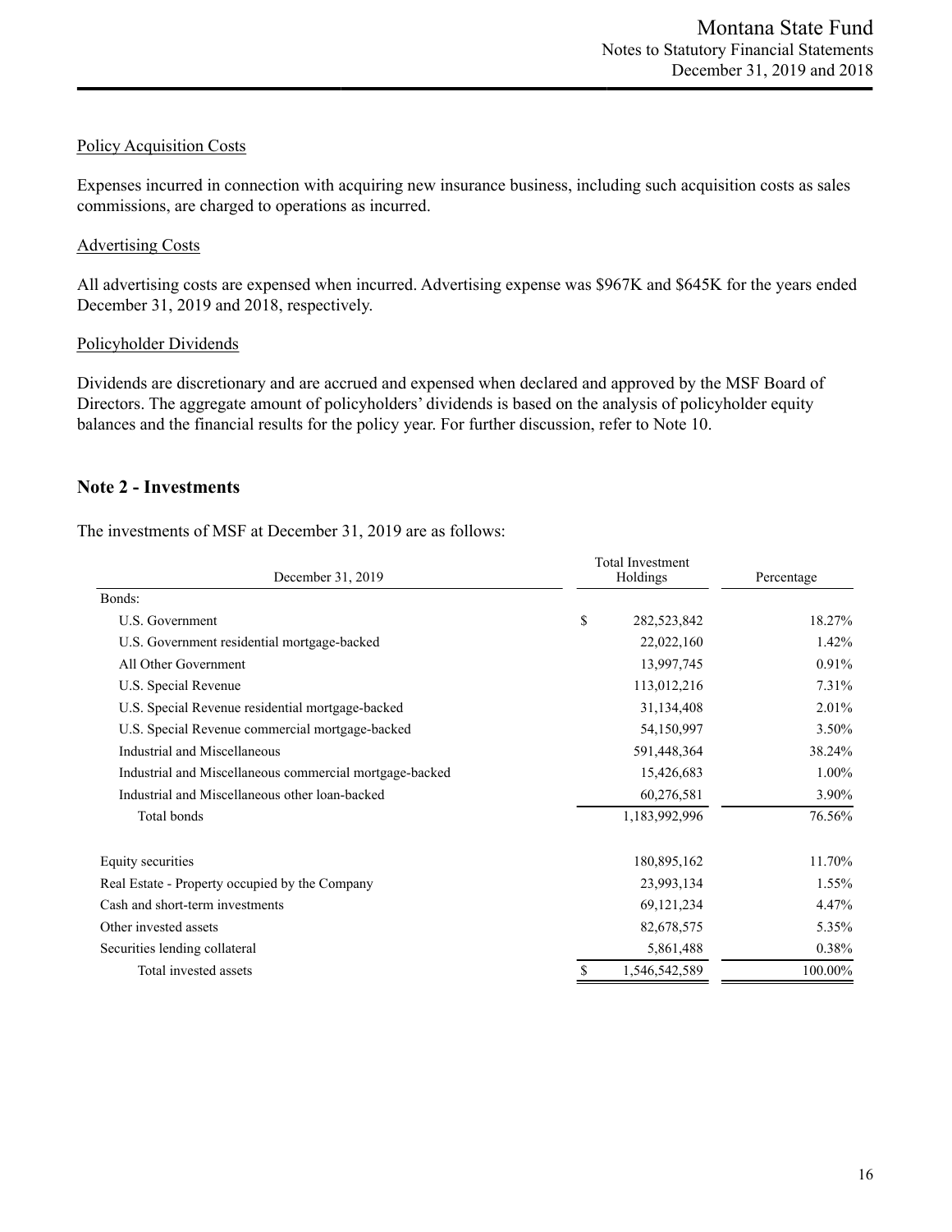Policy Acquisition Costs

Expenses incurred in connection with acquiring new insurance business, including such acquisition costs as sales commissions, are charged to operations as incurred.

Advertising Costs

All advertising costs are expensed when incurred. Advertising expense was $967K and $645K for the years ended December 31, 2019 and 2018, respectively.

Policyholder Dividends

Dividends are discretionary and are accrued and expensed when declared and approved by the MSF Board of Directors. The aggregate amount of policyholders' dividends is based on the analysis of policyholder equity balances and the financial results for the policy year. For further discussion, refer to Note 10.

## Note 2 - Investments

The investments of MSF at December 31, 2019 are as follows:

| December 31, 2019 | Total Investment Holdings | Percentage |
|---|---|---|
| Bonds: | | |
| U.S. Government | $ 282,523,842 | 18.27% |
| U.S. Government residential mortgage-backed | 22,022,160 | 1.42% |
| All Other Government | 13,997,745 | 0.91% |
| U.S. Special Revenue | 113,012,216 | 7.31% |
| U.S. Special Revenue residential mortgage-backed | 31,134,408 | 2.01% |
| U.S. Special Revenue commercial mortgage-backed | 54,150,997 | 3.50% |
| Industrial and Miscellaneous | 591,448,364 | 38.24% |
| Industrial and Miscellaneous commercial mortgage-backed | 15,426,683 | 1.00% |
| Industrial and Miscellaneous other loan-backed | 60,276,581 | 3.90% |
| Total bonds | 1,183,992,996 | 76.56% |
| Equity securities | 180,895,162 | 11.70% |
| Real Estate - Property occupied by the Company | 23,993,134 | 1.55% |
| Cash and short-term investments | 69,121,234 | 4.47% |
| Other invested assets | 82,678,575 | 5.35% |
| Securities lending collateral | 5,861,488 | 0.38% |
| Total invested assets | $ 1,546,542,589 | 100.00% |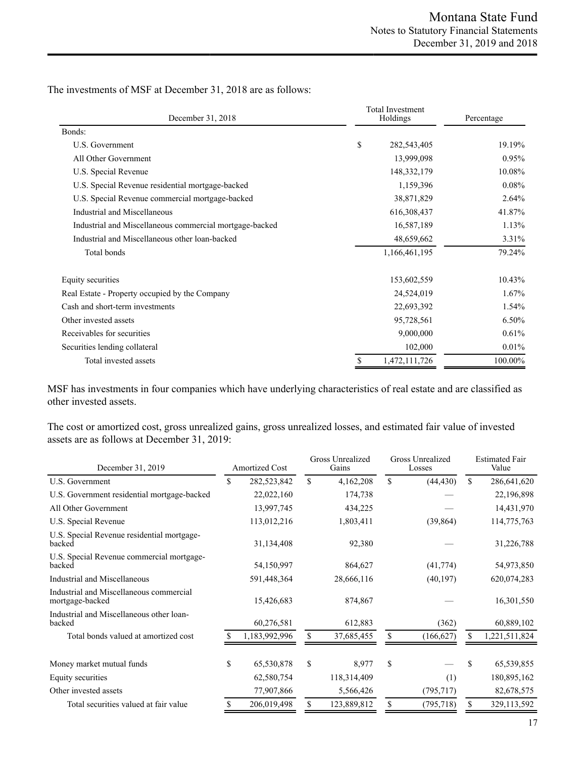The investments of MSF at December 31, 2018 are as follows:

| December 31, 2018 | Total Investment Holdings | Percentage |
|---|---|---|
| Bonds: | | |
| U.S. Government | $ 282,543,405 | 19.19% |
| All Other Government | 13,999,098 | 0.95% |
| U.S. Special Revenue | 148,332,179 | 10.08% |
| U.S. Special Revenue residential mortgage-backed | 1,159,396 | 0.08% |
| U.S. Special Revenue commercial mortgage-backed | 38,871,829 | 2.64% |
| Industrial and Miscellaneous | 616,308,437 | 41.87% |
| Industrial and Miscellaneous commercial mortgage-backed | 16,587,189 | 1.13% |
| Industrial and Miscellaneous other loan-backed | 48,659,662 | 3.31% |
| Total bonds | 1,166,461,195 | 79.24% |
| Equity securities | 153,602,559 | 10.43% |
| Real Estate - Property occupied by the Company | 24,524,019 | 1.67% |
| Cash and short-term investments | 22,693,392 | 1.54% |
| Other invested assets | 95,728,561 | 6.50% |
| Receivables for securities | 9,000,000 | 0.61% |
| Securities lending collateral | 102,000 | 0.01% |
| Total invested assets | $ 1,472,111,726 | 100.00% |

MSF has investments in four companies which have underlying characteristics of real estate and are classified as other invested assets.

The cost or amortized cost, gross unrealized gains, gross unrealized losses, and estimated fair value of invested assets are as follows at December 31, 2019:

| December 31, 2019 | Amortized Cost | Gross Unrealized Gains | Gross Unrealized Losses | Estimated Fair Value |
|---|---|---|---|---|
| U.S. Government | $ 282,523,842 | $ 4,162,208 | $ (44,430) | $ 286,641,620 |
| U.S. Government residential mortgage-backed | 22,022,160 | 174,738 | — | 22,196,898 |
| All Other Government | 13,997,745 | 434,225 | — | 14,431,970 |
| U.S. Special Revenue | 113,012,216 | 1,803,411 | (39,864) | 114,775,763 |
| U.S. Special Revenue residential mortgage-backed | 31,134,408 | 92,380 | — | 31,226,788 |
| U.S. Special Revenue commercial mortgage-backed | 54,150,997 | 864,627 | (41,774) | 54,973,850 |
| Industrial and Miscellaneous | 591,448,364 | 28,666,116 | (40,197) | 620,074,283 |
| Industrial and Miscellaneous commercial mortgage-backed | 15,426,683 | 874,867 | — | 16,301,550 |
| Industrial and Miscellaneous other loan-backed | 60,276,581 | 612,883 | (362) | 60,889,102 |
| Total bonds valued at amortized cost | $ 1,183,992,996 | $ 37,685,455 | $ (166,627) | $ 1,221,511,824 |
| Money market mutual funds | $ 65,530,878 | $ 8,977 | $ — | $ 65,539,855 |
| Equity securities | 62,580,754 | 118,314,409 | (1) | 180,895,162 |
| Other invested assets | 77,907,866 | 5,566,426 | (795,717) | 82,678,575 |
| Total securities valued at fair value | $ 206,019,498 | $ 123,889,812 | $ (795,718) | $ 329,113,592 |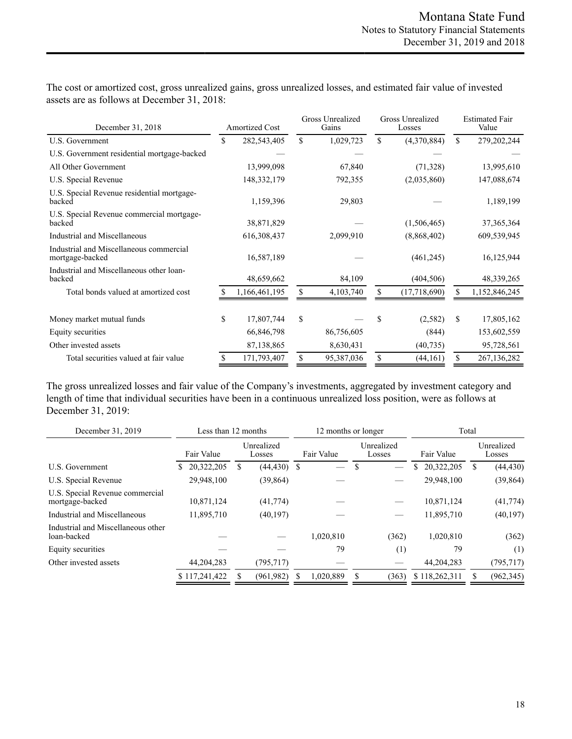The cost or amortized cost, gross unrealized gains, gross unrealized losses, and estimated fair value of invested assets are as follows at December 31, 2018:

| December 31, 2018 | Amortized Cost | Gross Unrealized Gains | Gross Unrealized Losses | Estimated Fair Value |
|---|---|---|---|---|
| U.S. Government | $ 282,543,405 | $ 1,029,723 | $ (4,370,884) | $ 279,202,244 |
| U.S. Government residential mortgage-backed | — | — | — | — |
| All Other Government | 13,999,098 | 67,840 | (71,328) | 13,995,610 |
| U.S. Special Revenue | 148,332,179 | 792,355 | (2,035,860) | 147,088,674 |
| U.S. Special Revenue residential mortgage-backed | 1,159,396 | 29,803 | — | 1,189,199 |
| U.S. Special Revenue commercial mortgage-backed | 38,871,829 | — | (1,506,465) | 37,365,364 |
| Industrial and Miscellaneous | 616,308,437 | 2,099,910 | (8,868,402) | 609,539,945 |
| Industrial and Miscellaneous commercial mortgage-backed | 16,587,189 | — | (461,245) | 16,125,944 |
| Industrial and Miscellaneous other loan-backed | 48,659,662 | 84,109 | (404,506) | 48,339,265 |
| Total bonds valued at amortized cost | $ 1,166,461,195 | $ 4,103,740 | $ (17,718,690) | $ 1,152,846,245 |
| | | | | |
| Money market mutual funds | $ 17,807,744 | $ — | $ (2,582) | $ 17,805,162 |
| Equity securities | 66,846,798 | 86,756,605 | (844) | 153,602,559 |
| Other invested assets | 87,138,865 | 8,630,431 | (40,735) | 95,728,561 |
| Total securities valued at fair value | $ 171,793,407 | $ 95,387,036 | $ (44,161) | $ 267,136,282 |

The gross unrealized losses and fair value of the Company's investments, aggregated by investment category and length of time that individual securities have been in a continuous unrealized loss position, were as follows at December 31, 2019:

| December 31, 2019 | Less than 12 months | | 12 months or longer | | Total | |
|---|---|---|---|---|---|---|
| | Fair Value | Unrealized Losses | Fair Value | Unrealized Losses | Fair Value | Unrealized Losses |
| U.S. Government | $ 20,322,205 | $ (44,430) | $ — | $ — | $ 20,322,205 | $ (44,430) |
| U.S. Special Revenue | 29,948,100 | (39,864) | — | — | 29,948,100 | (39,864) |
| U.S. Special Revenue commercial mortgage-backed | 10,871,124 | (41,774) | — | — | 10,871,124 | (41,774) |
| Industrial and Miscellaneous | 11,895,710 | (40,197) | — | — | 11,895,710 | (40,197) |
| Industrial and Miscellaneous other loan-backed | — | — | 1,020,810 | (362) | 1,020,810 | (362) |
| Equity securities | — | — | 79 | (1) | 79 | (1) |
| Other invested assets | 44,204,283 | (795,717) | — | — | 44,204,283 | (795,717) |
| | $ 117,241,422 | $ (961,982) | $ 1,020,889 | $ (363) | $ 118,262,311 | $ (962,345) |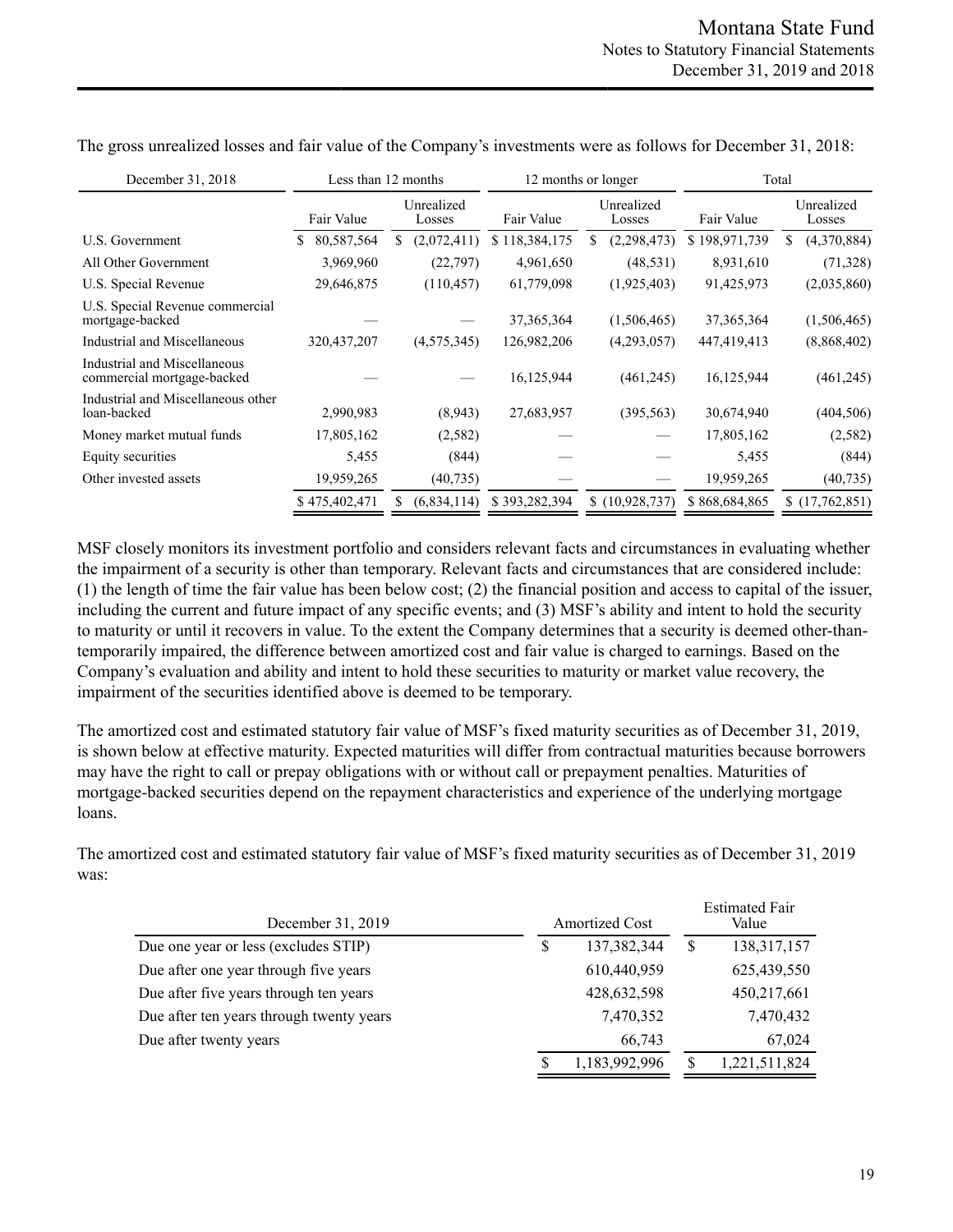The gross unrealized losses and fair value of the Company's investments were as follows for December 31, 2018:

| December 31, 2018 | Less than 12 months | | 12 months or longer | | Total | |
|---|---|---|---|---|---|---|
| | Fair Value | Unrealized Losses | Fair Value | Unrealized Losses | Fair Value | Unrealized Losses |
| U.S. Government | $ 80,587,564 | $ (2,072,411) | $ 118,384,175 | $ (2,298,473) | $ 198,971,739 | $ (4,370,884) |
| All Other Government | 3,969,960 | (22,797) | 4,961,650 | (48,531) | 8,931,610 | (71,328) |
| U.S. Special Revenue | 29,646,875 | (110,457) | 61,779,098 | (1,925,403) | 91,425,973 | (2,035,860) |
| U.S. Special Revenue commercial mortgage-backed | — | — | 37,365,364 | (1,506,465) | 37,365,364 | (1,506,465) |
| Industrial and Miscellaneous | 320,437,207 | (4,575,345) | 126,982,206 | (4,293,057) | 447,419,413 | (8,868,402) |
| Industrial and Miscellaneous commercial mortgage-backed | — | — | 16,125,944 | (461,245) | 16,125,944 | (461,245) |
| Industrial and Miscellaneous other loan-backed | 2,990,983 | (8,943) | 27,683,957 | (395,563) | 30,674,940 | (404,506) |
| Money market mutual funds | 17,805,162 | (2,582) | — | — | 17,805,162 | (2,582) |
| Equity securities | 5,455 | (844) | — | — | 5,455 | (844) |
| Other invested assets | 19,959,265 | (40,735) | — | — | 19,959,265 | (40,735) |
| | $ 475,402,471 | $ (6,834,114) | $ 393,282,394 | $ (10,928,737) | $ 868,684,865 | $ (17,762,851) |

MSF closely monitors its investment portfolio and considers relevant facts and circumstances in evaluating whether the impairment of a security is other than temporary. Relevant facts and circumstances that are considered include: (1) the length of time the fair value has been below cost; (2) the financial position and access to capital of the issuer, including the current and future impact of any specific events; and (3) MSF's ability and intent to hold the security to maturity or until it recovers in value. To the extent the Company determines that a security is deemed other-than-temporarily impaired, the difference between amortized cost and fair value is charged to earnings. Based on the Company's evaluation and ability and intent to hold these securities to maturity or market value recovery, the impairment of the securities identified above is deemed to be temporary.

The amortized cost and estimated statutory fair value of MSF's fixed maturity securities as of December 31, 2019, is shown below at effective maturity. Expected maturities will differ from contractual maturities because borrowers may have the right to call or prepay obligations with or without call or prepayment penalties. Maturities of mortgage-backed securities depend on the repayment characteristics and experience of the underlying mortgage loans.

The amortized cost and estimated statutory fair value of MSF's fixed maturity securities as of December 31, 2019 was:

| December 31, 2019 | Amortized Cost | Estimated Fair Value |
|---|---|---|
| Due one year or less (excludes STIP) | $ 137,382,344 | $ 138,317,157 |
| Due after one year through five years | 610,440,959 | 625,439,550 |
| Due after five years through ten years | 428,632,598 | 450,217,661 |
| Due after ten years through twenty years | 7,470,352 | 7,470,432 |
| Due after twenty years | 66,743 | 67,024 |
| | $ 1,183,992,996 | $ 1,221,511,824 |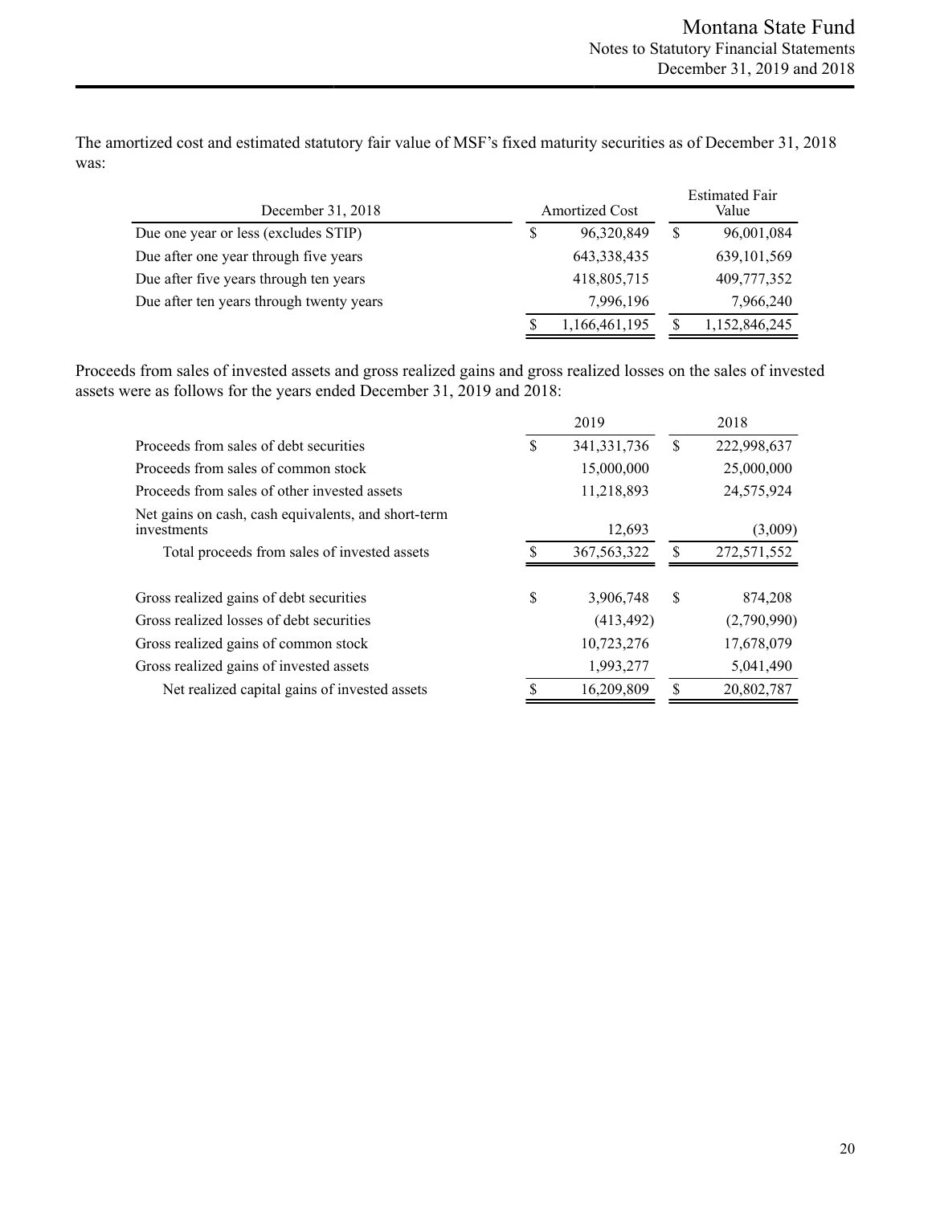The amortized cost and estimated statutory fair value of MSF's fixed maturity securities as of December 31, 2018 was:

| December 31, 2018 | Amortized Cost | Estimated Fair Value |
|---|---|---|
| Due one year or less (excludes STIP) | $ 96,320,849 | $ 96,001,084 |
| Due after one year through five years | 643,338,435 | 639,101,569 |
| Due after five years through ten years | 418,805,715 | 409,777,352 |
| Due after ten years through twenty years | 7,996,196 | 7,966,240 |
| | $ 1,166,461,195 | $ 1,152,846,245 |

Proceeds from sales of invested assets and gross realized gains and gross realized losses on the sales of invested assets were as follows for the years ended December 31, 2019 and 2018:

| | 2019 | 2018 |
|---|---|---|
| Proceeds from sales of debt securities | $ 341,331,736 | $ 222,998,637 |
| Proceeds from sales of common stock | 15,000,000 | 25,000,000 |
| Proceeds from sales of other invested assets | 11,218,893 | 24,575,924 |
| Net gains on cash, cash equivalents, and short-term investments | 12,693 | (3,009) |
| Total proceeds from sales of invested assets | $ 367,563,322 | $ 272,571,552 |
| | | |
| Gross realized gains of debt securities | $ 3,906,748 | $ 874,208 |
| Gross realized losses of debt securities | (413,492) | (2,790,990) |
| Gross realized gains of common stock | 10,723,276 | 17,678,079 |
| Gross realized gains of invested assets | 1,993,277 | 5,041,490 |
| Net realized capital gains of invested assets | $ 16,209,809 | $ 20,802,787 |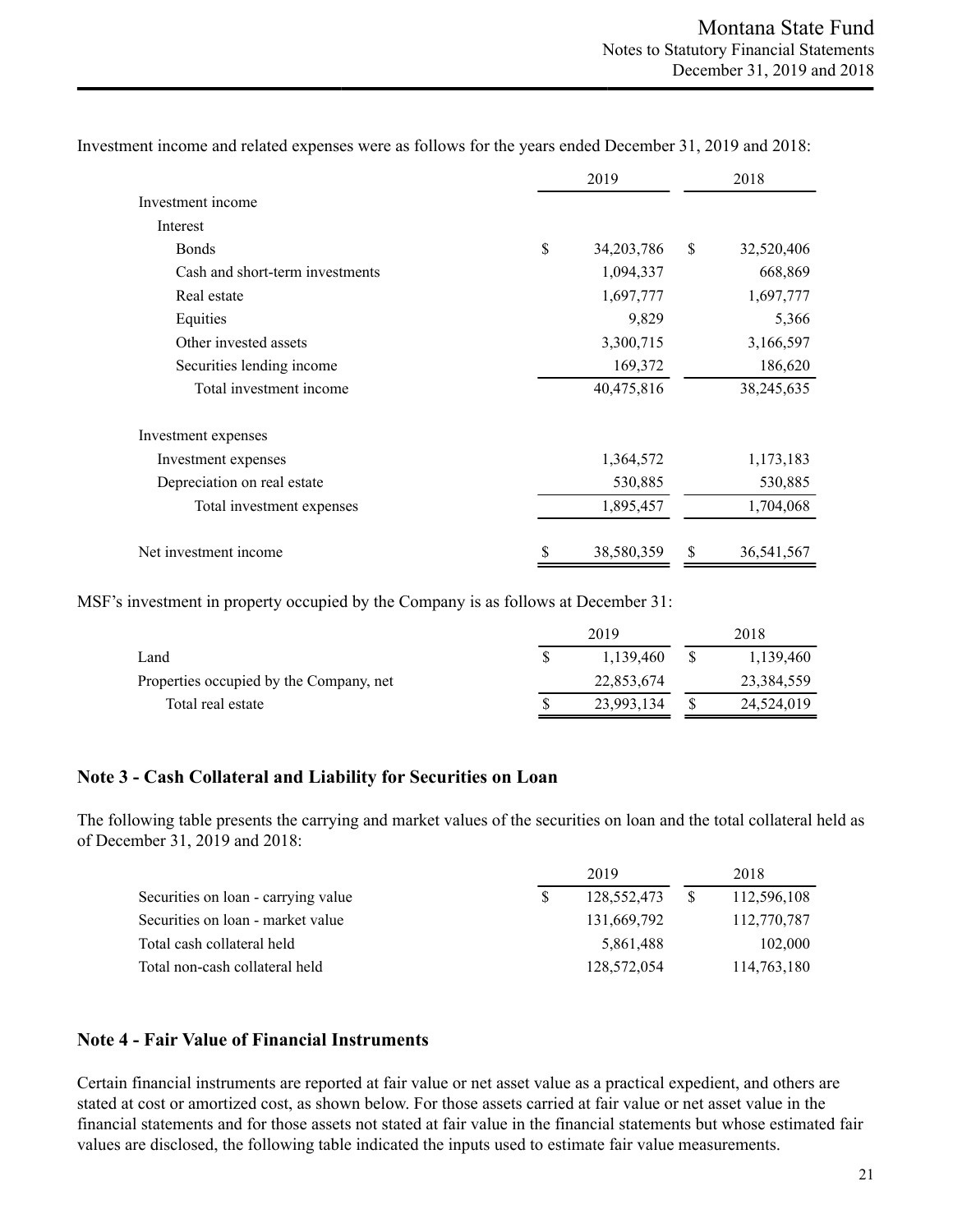Investment income and related expenses were as follows for the years ended December 31, 2019 and 2018:

| | 2019 | 2018 |
|---|---|---|
| Investment income | | |
| Interest | | |
| Bonds | $ 34,203,786 | $ 32,520,406 |
| Cash and short-term investments | 1,094,337 | 668,869 |
| Real estate | 1,697,777 | 1,697,777 |
| Equities | 9,829 | 5,366 |
| Other invested assets | 3,300,715 | 3,166,597 |
| Securities lending income | 169,372 | 186,620 |
| Total investment income | 40,475,816 | 38,245,635 |
| Investment expenses | | |
| Investment expenses | 1,364,572 | 1,173,183 |
| Depreciation on real estate | 530,885 | 530,885 |
| Total investment expenses | 1,895,457 | 1,704,068 |
| Net investment income | $ 38,580,359 | $ 36,541,567 |

MSF's investment in property occupied by the Company is as follows at December 31:

| | 2019 | 2018 |
|---|---|---|
| Land | $ 1,139,460 | $ 1,139,460 |
| Properties occupied by the Company, net | 22,853,674 | 23,384,559 |
| Total real estate | $ 23,993,134 | $ 24,524,019 |

## Note 3 - Cash Collateral and Liability for Securities on Loan

The following table presents the carrying and market values of the securities on loan and the total collateral held as of December 31, 2019 and 2018:

| | 2019 | 2018 |
|---|---|---|
| Securities on loan - carrying value | $ 128,552,473 | $ 112,596,108 |
| Securities on loan - market value | 131,669,792 | 112,770,787 |
| Total cash collateral held | 5,861,488 | 102,000 |
| Total non-cash collateral held | 128,572,054 | 114,763,180 |

## Note 4 - Fair Value of Financial Instruments

Certain financial instruments are reported at fair value or net asset value as a practical expedient, and others are stated at cost or amortized cost, as shown below. For those assets carried at fair value or net asset value in the financial statements and for those assets not stated at fair value in the financial statements but whose estimated fair values are disclosed, the following table indicated the inputs used to estimate fair value measurements.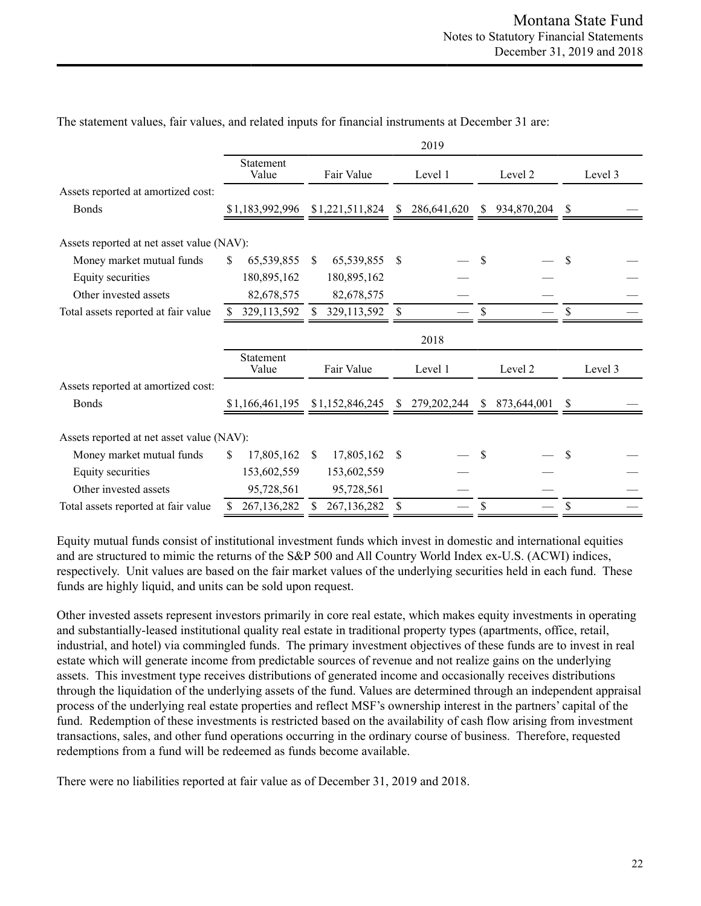The statement values, fair values, and related inputs for financial instruments at December 31 are:

| | 2019 | | | | |
|---|---|---|---|---|---|
| | Statement Value | Fair Value | Level 1 | Level 2 | Level 3 |
| Assets reported at amortized cost: | | | | | |
| Bonds | $1,183,992,996 | $1,221,511,824 | $ 286,641,620 | $ 934,870,204 | $ — |
| Assets reported at net asset value (NAV): | | | | | |
| Money market mutual funds | $ 65,539,855 | $ 65,539,855 | $ — | $ — | $ — |
| Equity securities | 180,895,162 | 180,895,162 | — | — | — |
| Other invested assets | 82,678,575 | 82,678,575 | — | — | — |
| Total assets reported at fair value | $ 329,113,592 | $ 329,113,592 | $ — | $ — | $ — |

| | 2018 | | | | |
|---|---|---|---|---|---|
| | Statement Value | Fair Value | Level 1 | Level 2 | Level 3 |
| Assets reported at amortized cost: | | | | | |
| Bonds | $1,166,461,195 | $1,152,846,245 | $ 279,202,244 | $ 873,644,001 | $ — |
| Assets reported at net asset value (NAV): | | | | | |
| Money market mutual funds | $ 17,805,162 | $ 17,805,162 | $ — | $ — | $ — |
| Equity securities | 153,602,559 | 153,602,559 | — | — | — |
| Other invested assets | 95,728,561 | 95,728,561 | — | — | — |
| Total assets reported at fair value | $ 267,136,282 | $ 267,136,282 | $ — | $ — | $ — |

Equity mutual funds consist of institutional investment funds which invest in domestic and international equities and are structured to mimic the returns of the S&P 500 and All Country World Index ex-U.S. (ACWI) indices, respectively. Unit values are based on the fair market values of the underlying securities held in each fund. These funds are highly liquid, and units can be sold upon request.

Other invested assets represent investors primarily in core real estate, which makes equity investments in operating and substantially-leased institutional quality real estate in traditional property types (apartments, office, retail, industrial, and hotel) via commingled funds. The primary investment objectives of these funds are to invest in real estate which will generate income from predictable sources of revenue and not realize gains on the underlying assets. This investment type receives distributions of generated income and occasionally receives distributions through the liquidation of the underlying assets of the fund. Values are determined through an independent appraisal process of the underlying real estate properties and reflect MSF's ownership interest in the partners' capital of the fund. Redemption of these investments is restricted based on the availability of cash flow arising from investment transactions, sales, and other fund operations occurring in the ordinary course of business. Therefore, requested redemptions from a fund will be redeemed as funds become available.

There were no liabilities reported at fair value as of December 31, 2019 and 2018.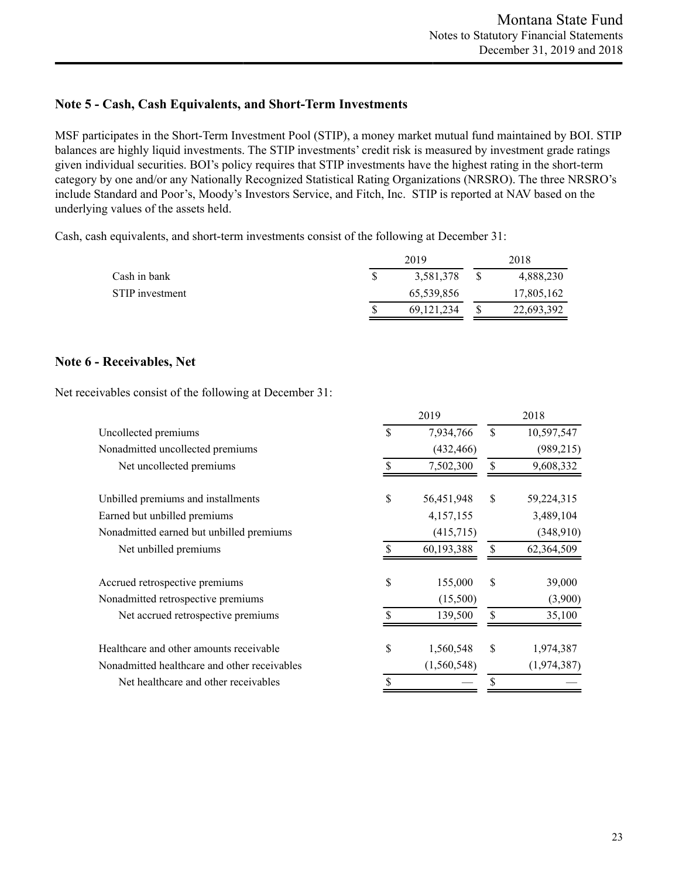## Note 5 - Cash, Cash Equivalents, and Short-Term Investments

MSF participates in the Short-Term Investment Pool (STIP), a money market mutual fund maintained by BOI. STIP balances are highly liquid investments. The STIP investments' credit risk is measured by investment grade ratings given individual securities. BOI's policy requires that STIP investments have the highest rating in the short-term category by one and/or any Nationally Recognized Statistical Rating Organizations (NRSRO). The three NRSRO's include Standard and Poor's, Moody's Investors Service, and Fitch, Inc. STIP is reported at NAV based on the underlying values of the assets held.

Cash, cash equivalents, and short-term investments consist of the following at December 31:

| | 2019 | 2018 |
|---|---|---|
| Cash in bank | $ 3,581,378 | $ 4,888,230 |
| STIP investment | 65,539,856 | 17,805,162 |
| | $ 69,121,234 | $ 22,693,392 |

## Note 6 - Receivables, Net

Net receivables consist of the following at December 31:

| | 2019 | 2018 |
|---|---|---|
| Uncollected premiums | $ 7,934,766 | $ 10,597,547 |
| Nonadmitted uncollected premiums | (432,466) | (989,215) |
| Net uncollected premiums | $ 7,502,300 | $ 9,608,332 |
| | | |
| Unbilled premiums and installments | $ 56,451,948 | $ 59,224,315 |
| Earned but unbilled premiums | 4,157,155 | 3,489,104 |
| Nonadmitted earned but unbilled premiums | (415,715) | (348,910) |
| Net unbilled premiums | $ 60,193,388 | $ 62,364,509 |
| | | |
| Accrued retrospective premiums | $ 155,000 | $ 39,000 |
| Nonadmitted retrospective premiums | (15,500) | (3,900) |
| Net accrued retrospective premiums | $ 139,500 | $ 35,100 |
| | | |
| Healthcare and other amounts receivable | $ 1,560,548 | $ 1,974,387 |
| Nonadmitted healthcare and other receivables | (1,560,548) | (1,974,387) |
| Net healthcare and other receivables | $ — | $ — |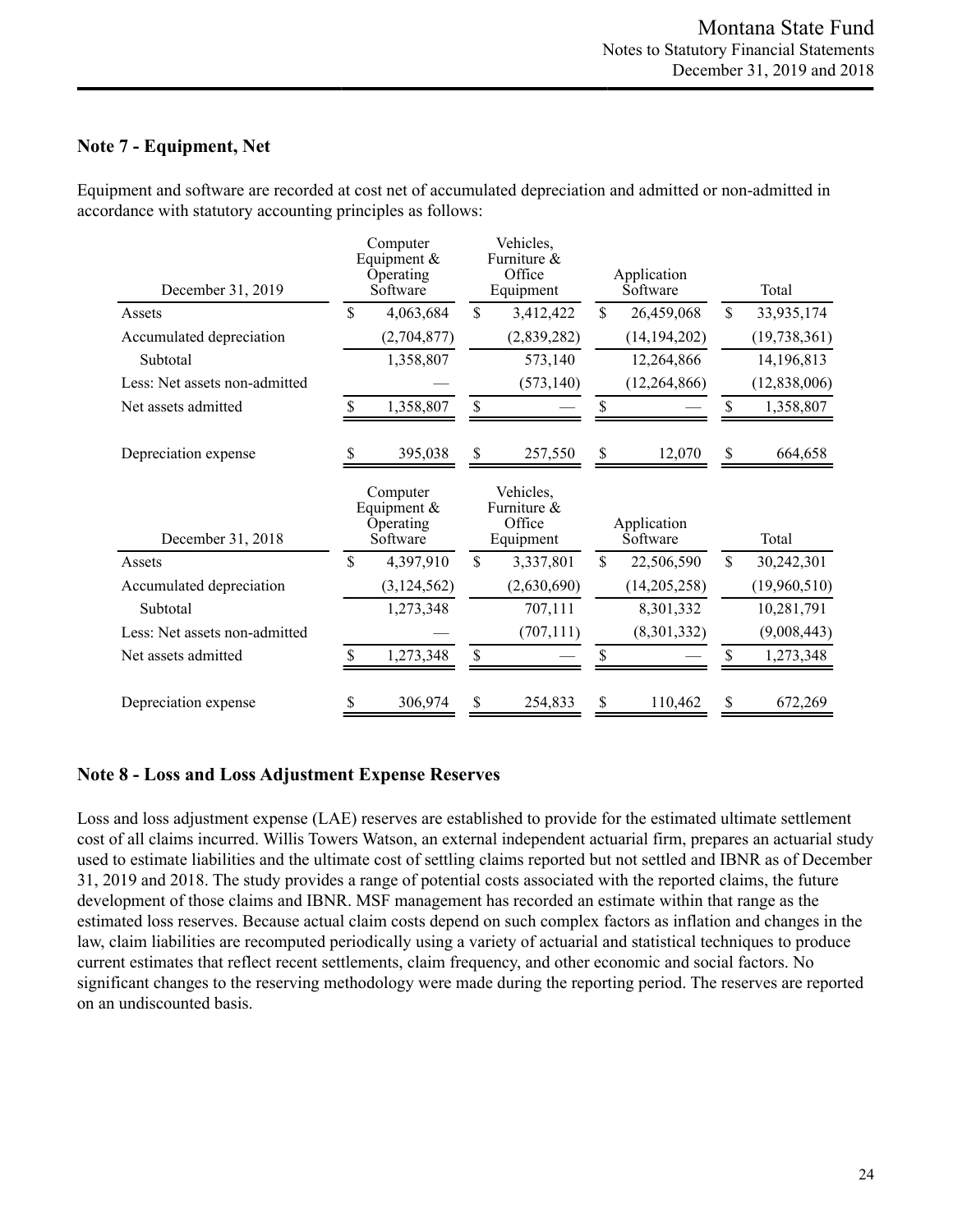## Note 7 - Equipment, Net

Equipment and software are recorded at cost net of accumulated depreciation and admitted or non-admitted in accordance with statutory accounting principles as follows:

| December 31, 2019 | Computer Equipment & Operating Software | Vehicles, Furniture & Office Equipment | Application Software | Total |
|---|---|---|---|---|
| Assets | $ 4,063,684 | $ 3,412,422 | $ 26,459,068 | $ 33,935,174 |
| Accumulated depreciation | (2,704,877) | (2,839,282) | (14,194,202) | (19,738,361) |
| Subtotal | 1,358,807 | 573,140 | 12,264,866 | 14,196,813 |
| Less: Net assets non-admitted | — | (573,140) | (12,264,866) | (12,838,006) |
| Net assets admitted | $ 1,358,807 | $ — | $ — | $ 1,358,807 |
| Depreciation expense | $ 395,038 | $ 257,550 | $ 12,070 | $ 664,658 |

| December 31, 2018 | Computer Equipment & Operating Software | Vehicles, Furniture & Office Equipment | Application Software | Total |
|---|---|---|---|---|
| Assets | $ 4,397,910 | $ 3,337,801 | $ 22,506,590 | $ 30,242,301 |
| Accumulated depreciation | (3,124,562) | (2,630,690) | (14,205,258) | (19,960,510) |
| Subtotal | 1,273,348 | 707,111 | 8,301,332 | 10,281,791 |
| Less: Net assets non-admitted | — | (707,111) | (8,301,332) | (9,008,443) |
| Net assets admitted | $ 1,273,348 | $ — | $ — | $ 1,273,348 |
| Depreciation expense | $ 306,974 | $ 254,833 | $ 110,462 | $ 672,269 |

## Note 8 - Loss and Loss Adjustment Expense Reserves

Loss and loss adjustment expense (LAE) reserves are established to provide for the estimated ultimate settlement cost of all claims incurred. Willis Towers Watson, an external independent actuarial firm, prepares an actuarial study used to estimate liabilities and the ultimate cost of settling claims reported but not settled and IBNR as of December 31, 2019 and 2018. The study provides a range of potential costs associated with the reported claims, the future development of those claims and IBNR. MSF management has recorded an estimate within that range as the estimated loss reserves. Because actual claim costs depend on such complex factors as inflation and changes in the law, claim liabilities are recomputed periodically using a variety of actuarial and statistical techniques to produce current estimates that reflect recent settlements, claim frequency, and other economic and social factors. No significant changes to the reserving methodology were made during the reporting period. The reserves are reported on an undiscounted basis.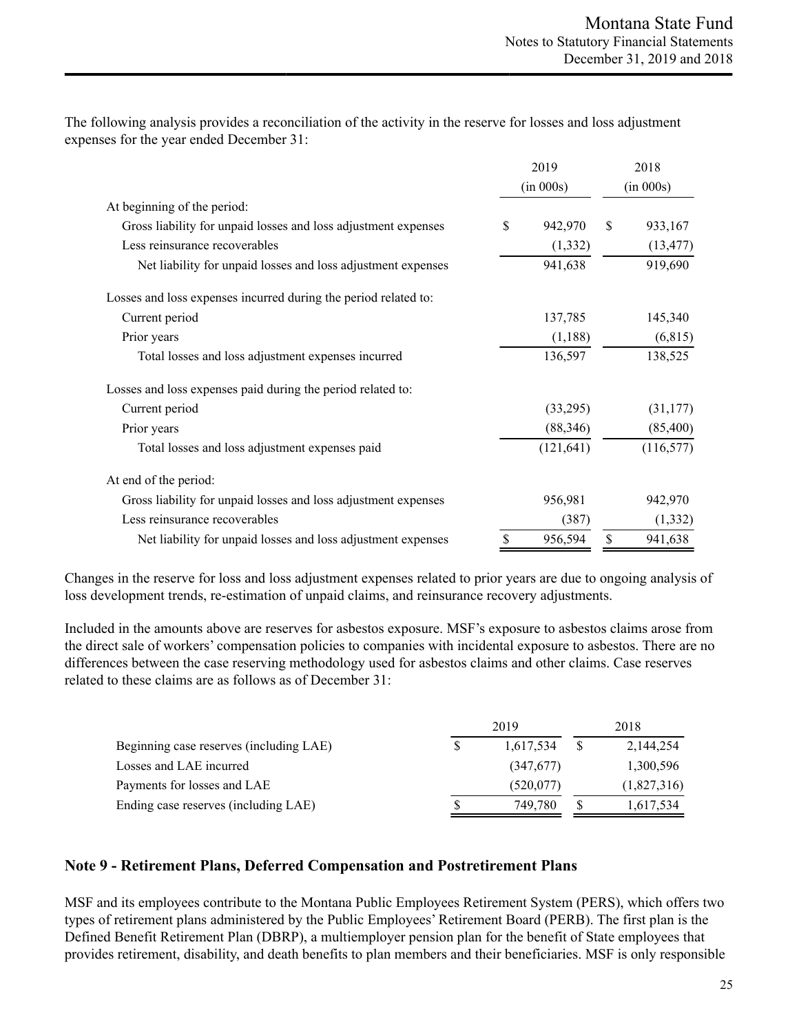The following analysis provides a reconciliation of the activity in the reserve for losses and loss adjustment expenses for the year ended December 31:

| | 2019 (in 000s) | 2018 (in 000s) |
|---|---|---|
| At beginning of the period: | | |
| Gross liability for unpaid losses and loss adjustment expenses | $ 942,970 | $ 933,167 |
| Less reinsurance recoverables | (1,332) | (13,477) |
| Net liability for unpaid losses and loss adjustment expenses | 941,638 | 919,690 |
| Losses and loss expenses incurred during the period related to: | | |
| Current period | 137,785 | 145,340 |
| Prior years | (1,188) | (6,815) |
| Total losses and loss adjustment expenses incurred | 136,597 | 138,525 |
| Losses and loss expenses paid during the period related to: | | |
| Current period | (33,295) | (31,177) |
| Prior years | (88,346) | (85,400) |
| Total losses and loss adjustment expenses paid | (121,641) | (116,577) |
| At end of the period: | | |
| Gross liability for unpaid losses and loss adjustment expenses | 956,981 | 942,970 |
| Less reinsurance recoverables | (387) | (1,332) |
| Net liability for unpaid losses and loss adjustment expenses | $ 956,594 | $ 941,638 |

Changes in the reserve for loss and loss adjustment expenses related to prior years are due to ongoing analysis of loss development trends, re-estimation of unpaid claims, and reinsurance recovery adjustments.

Included in the amounts above are reserves for asbestos exposure. MSF's exposure to asbestos claims arose from the direct sale of workers' compensation policies to companies with incidental exposure to asbestos. There are no differences between the case reserving methodology used for asbestos claims and other claims. Case reserves related to these claims are as follows as of December 31:

| | 2019 | 2018 |
|---|---|---|
| Beginning case reserves (including LAE) | $ 1,617,534 | $ 2,144,254 |
| Losses and LAE incurred | (347,677) | 1,300,596 |
| Payments for losses and LAE | (520,077) | (1,827,316) |
| Ending case reserves (including LAE) | $ 749,780 | $ 1,617,534 |

## Note 9 - Retirement Plans, Deferred Compensation and Postretirement Plans

MSF and its employees contribute to the Montana Public Employees Retirement System (PERS), which offers two types of retirement plans administered by the Public Employees' Retirement Board (PERB). The first plan is the Defined Benefit Retirement Plan (DBRP), a multiemployer pension plan for the benefit of State employees that provides retirement, disability, and death benefits to plan members and their beneficiaries. MSF is only responsible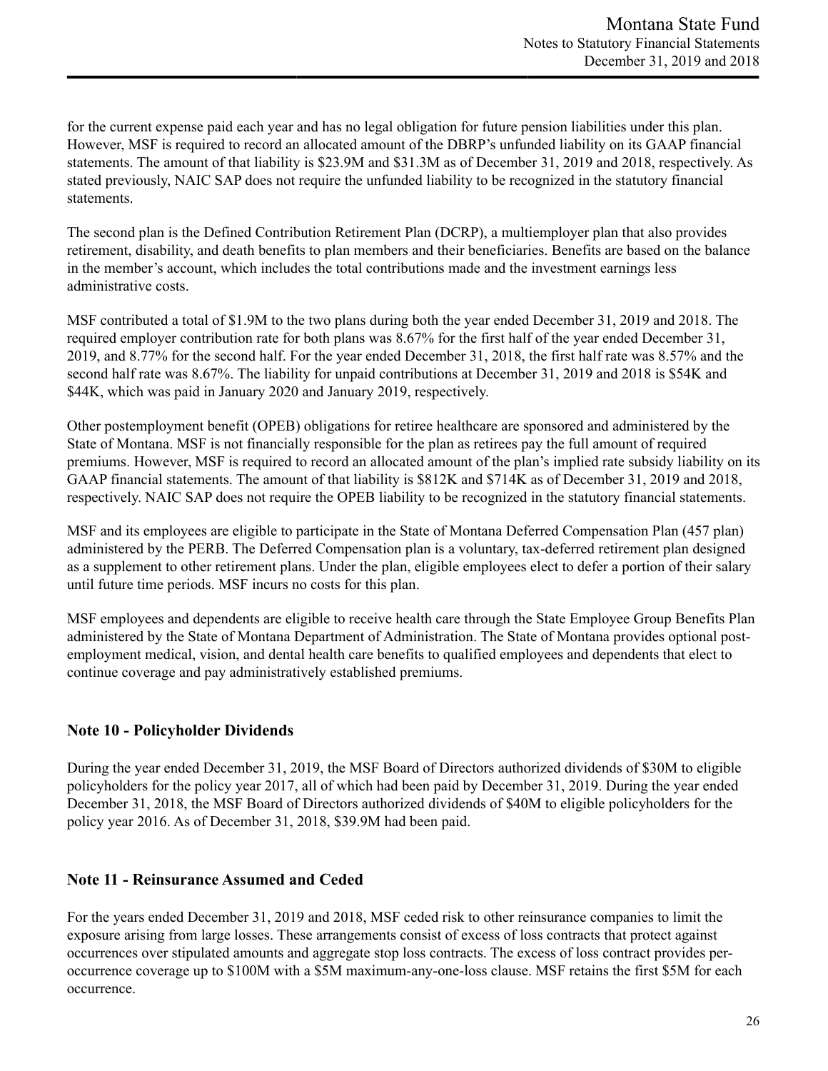for the current expense paid each year and has no legal obligation for future pension liabilities under this plan. However, MSF is required to record an allocated amount of the DBRP's unfunded liability on its GAAP financial statements. The amount of that liability is $23.9M and $31.3M as of December 31, 2019 and 2018, respectively. As stated previously, NAIC SAP does not require the unfunded liability to be recognized in the statutory financial statements.

The second plan is the Defined Contribution Retirement Plan (DCRP), a multiemployer plan that also provides retirement, disability, and death benefits to plan members and their beneficiaries. Benefits are based on the balance in the member's account, which includes the total contributions made and the investment earnings less administrative costs.

MSF contributed a total of $1.9M to the two plans during both the year ended December 31, 2019 and 2018. The required employer contribution rate for both plans was 8.67% for the first half of the year ended December 31, 2019, and 8.77% for the second half. For the year ended December 31, 2018, the first half rate was 8.57% and the second half rate was 8.67%. The liability for unpaid contributions at December 31, 2019 and 2018 is $54K and $44K, which was paid in January 2020 and January 2019, respectively.

Other postemployment benefit (OPEB) obligations for retiree healthcare are sponsored and administered by the State of Montana. MSF is not financially responsible for the plan as retirees pay the full amount of required premiums. However, MSF is required to record an allocated amount of the plan's implied rate subsidy liability on its GAAP financial statements. The amount of that liability is $812K and $714K as of December 31, 2019 and 2018, respectively. NAIC SAP does not require the OPEB liability to be recognized in the statutory financial statements.

MSF and its employees are eligible to participate in the State of Montana Deferred Compensation Plan (457 plan) administered by the PERB. The Deferred Compensation plan is a voluntary, tax-deferred retirement plan designed as a supplement to other retirement plans. Under the plan, eligible employees elect to defer a portion of their salary until future time periods. MSF incurs no costs for this plan.

MSF employees and dependents are eligible to receive health care through the State Employee Group Benefits Plan administered by the State of Montana Department of Administration. The State of Montana provides optional post-employment medical, vision, and dental health care benefits to qualified employees and dependents that elect to continue coverage and pay administratively established premiums.

## Note 10 - Policyholder Dividends

During the year ended December 31, 2019, the MSF Board of Directors authorized dividends of $30M to eligible policyholders for the policy year 2017, all of which had been paid by December 31, 2019. During the year ended December 31, 2018, the MSF Board of Directors authorized dividends of $40M to eligible policyholders for the policy year 2016. As of December 31, 2018, $39.9M had been paid.

## Note 11 - Reinsurance Assumed and Ceded

For the years ended December 31, 2019 and 2018, MSF ceded risk to other reinsurance companies to limit the exposure arising from large losses. These arrangements consist of excess of loss contracts that protect against occurrences over stipulated amounts and aggregate stop loss contracts. The excess of loss contract provides per-occurrence coverage up to $100M with a $5M maximum-any-one-loss clause. MSF retains the first $5M for each occurrence.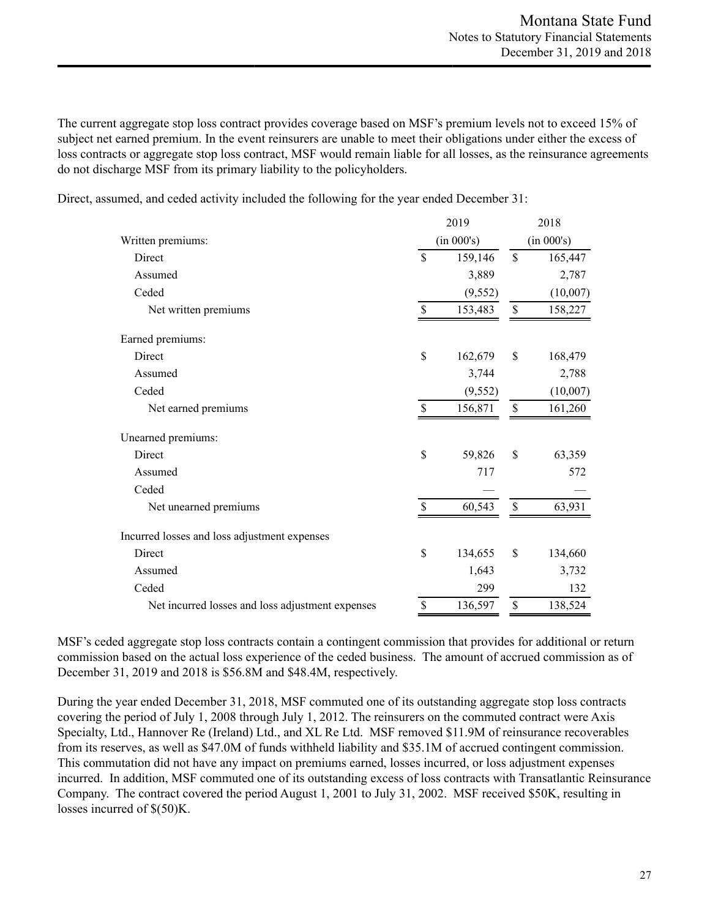The current aggregate stop loss contract provides coverage based on MSF's premium levels not to exceed 15% of subject net earned premium. In the event reinsurers are unable to meet their obligations under either the excess of loss contracts or aggregate stop loss contract, MSF would remain liable for all losses, as the reinsurance agreements do not discharge MSF from its primary liability to the policyholders.

Direct, assumed, and ceded activity included the following for the year ended December 31:

| | 2019 | 2018 |
|---|---|---|
| Written premiums: | (in 000's) | (in 000's) |
| Direct | $ 159,146 | $ 165,447 |
| Assumed | 3,889 | 2,787 |
| Ceded | (9,552) | (10,007) |
| Net written premiums | $ 153,483 | $ 158,227 |
| Earned premiums: | | |
| Direct | $ 162,679 | $ 168,479 |
| Assumed | 3,744 | 2,788 |
| Ceded | (9,552) | (10,007) |
| Net earned premiums | $ 156,871 | $ 161,260 |
| Unearned premiums: | | |
| Direct | $ 59,826 | $ 63,359 |
| Assumed | 717 | 572 |
| Ceded | — | — |
| Net unearned premiums | $ 60,543 | $ 63,931 |
| Incurred losses and loss adjustment expenses | | |
| Direct | $ 134,655 | $ 134,660 |
| Assumed | 1,643 | 3,732 |
| Ceded | 299 | 132 |
| Net incurred losses and loss adjustment expenses | $ 136,597 | $ 138,524 |

MSF's ceded aggregate stop loss contracts contain a contingent commission that provides for additional or return commission based on the actual loss experience of the ceded business. The amount of accrued commission as of December 31, 2019 and 2018 is $56.8M and $48.4M, respectively.

During the year ended December 31, 2018, MSF commuted one of its outstanding aggregate stop loss contracts covering the period of July 1, 2008 through July 1, 2012. The reinsurers on the commuted contract were Axis Specialty, Ltd., Hannover Re (Ireland) Ltd., and XL Re Ltd. MSF removed $11.9M of reinsurance recoverables from its reserves, as well as $47.0M of funds withheld liability and $35.1M of accrued contingent commission. This commutation did not have any impact on premiums earned, losses incurred, or loss adjustment expenses incurred. In addition, MSF commuted one of its outstanding excess of loss contracts with Transatlantic Reinsurance Company. The contract covered the period August 1, 2001 to July 31, 2002. MSF received $50K, resulting in losses incurred of $(50)K.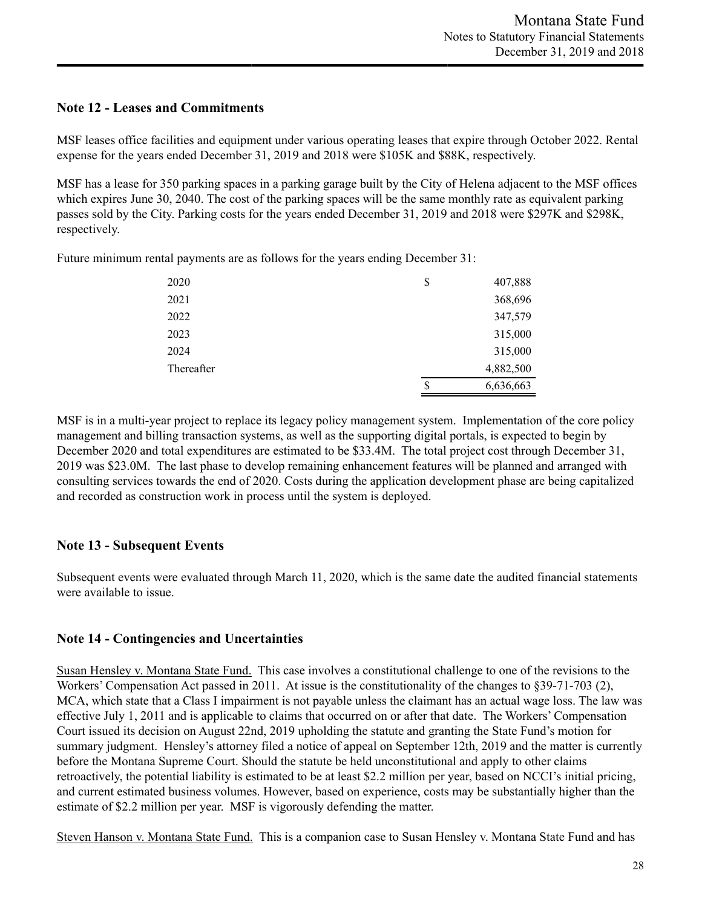## Note 12 - Leases and Commitments

MSF leases office facilities and equipment under various operating leases that expire through October 2022. Rental expense for the years ended December 31, 2019 and 2018 were $105K and $88K, respectively.

MSF has a lease for 350 parking spaces in a parking garage built by the City of Helena adjacent to the MSF offices which expires June 30, 2040. The cost of the parking spaces will be the same monthly rate as equivalent parking passes sold by the City. Parking costs for the years ended December 31, 2019 and 2018 were $297K and $298K, respectively.

Future minimum rental payments are as follows for the years ending December 31:

| | |
|---|---|
| 2020 | $ 407,888 |
| 2021 | 368,696 |
| 2022 | 347,579 |
| 2023 | 315,000 |
| 2024 | 315,000 |
| Thereafter | 4,882,500 |
| | $ 6,636,663 |

MSF is in a multi-year project to replace its legacy policy management system. Implementation of the core policy management and billing transaction systems, as well as the supporting digital portals, is expected to begin by December 2020 and total expenditures are estimated to be $33.4M. The total project cost through December 31, 2019 was $23.0M. The last phase to develop remaining enhancement features will be planned and arranged with consulting services towards the end of 2020. Costs during the application development phase are being capitalized and recorded as construction work in process until the system is deployed.

## Note 13 - Subsequent Events

Subsequent events were evaluated through March 11, 2020, which is the same date the audited financial statements were available to issue.

## Note 14 - Contingencies and Uncertainties

Susan Hensley v. Montana State Fund. This case involves a constitutional challenge to one of the revisions to the Workers' Compensation Act passed in 2011. At issue is the constitutionality of the changes to §39-71-703 (2), MCA, which state that a Class I impairment is not payable unless the claimant has an actual wage loss. The law was effective July 1, 2011 and is applicable to claims that occurred on or after that date. The Workers' Compensation Court issued its decision on August 22nd, 2019 upholding the statute and granting the State Fund's motion for summary judgment. Hensley's attorney filed a notice of appeal on September 12th, 2019 and the matter is currently before the Montana Supreme Court. Should the statute be held unconstitutional and apply to other claims retroactively, the potential liability is estimated to be at least $2.2 million per year, based on NCCI's initial pricing, and current estimated business volumes. However, based on experience, costs may be substantially higher than the estimate of $2.2 million per year. MSF is vigorously defending the matter.

Steven Hanson v. Montana State Fund. This is a companion case to Susan Hensley v. Montana State Fund and has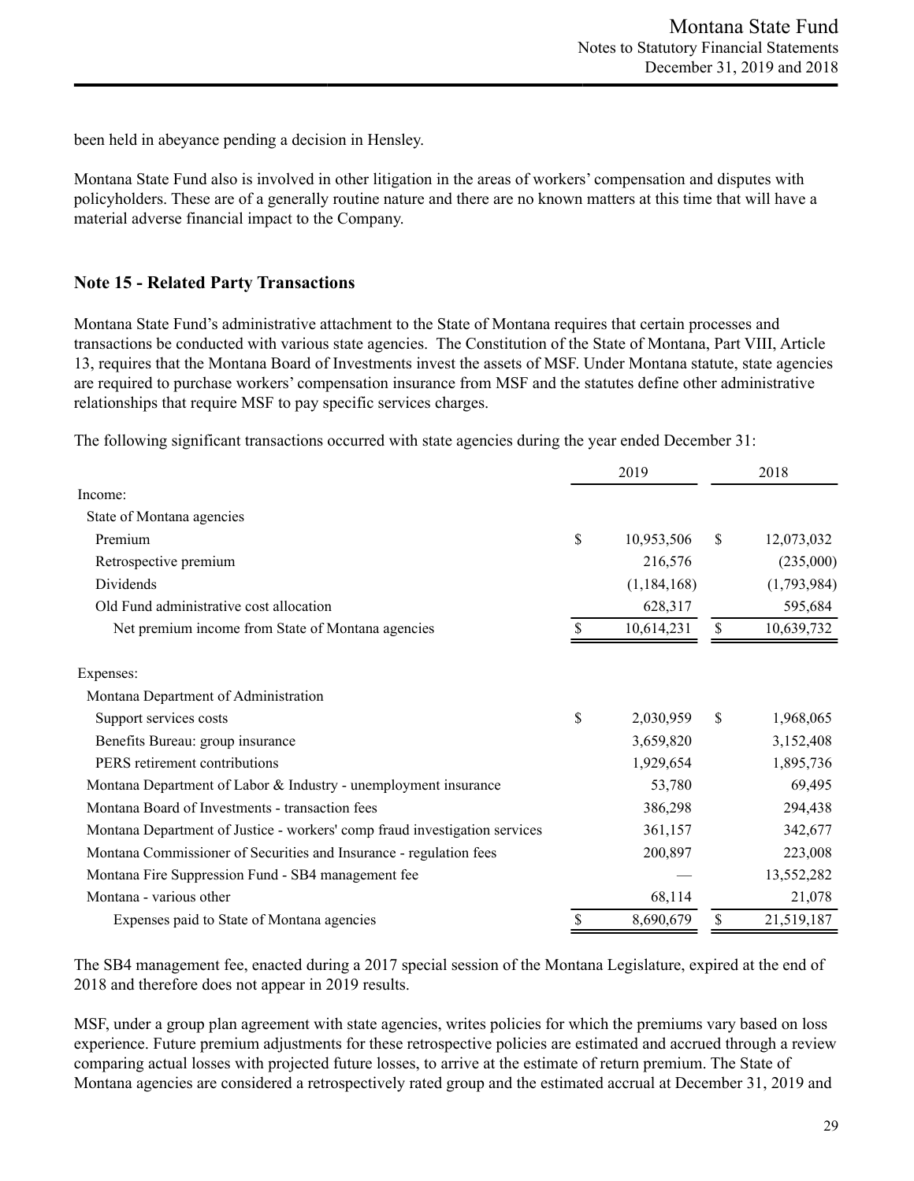been held in abeyance pending a decision in Hensley.

Montana State Fund also is involved in other litigation in the areas of workers' compensation and disputes with policyholders. These are of a generally routine nature and there are no known matters at this time that will have a material adverse financial impact to the Company.

## Note 15 - Related Party Transactions

Montana State Fund's administrative attachment to the State of Montana requires that certain processes and transactions be conducted with various state agencies. The Constitution of the State of Montana, Part VIII, Article 13, requires that the Montana Board of Investments invest the assets of MSF. Under Montana statute, state agencies are required to purchase workers' compensation insurance from MSF and the statutes define other administrative relationships that require MSF to pay specific services charges.

The following significant transactions occurred with state agencies during the year ended December 31:

| | 2019 | 2018 |
|---|---|---|
| Income: | | |
| State of Montana agencies | | |
| Premium | $ 10,953,506 | $ 12,073,032 |
| Retrospective premium | 216,576 | (235,000) |
| Dividends | (1,184,168) | (1,793,984) |
| Old Fund administrative cost allocation | 628,317 | 595,684 |
| Net premium income from State of Montana agencies | $ 10,614,231 | $ 10,639,732 |
| Expenses: | | |
| Montana Department of Administration | | |
| Support services costs | $ 2,030,959 | $ 1,968,065 |
| Benefits Bureau: group insurance | 3,659,820 | 3,152,408 |
| PERS retirement contributions | 1,929,654 | 1,895,736 |
| Montana Department of Labor & Industry - unemployment insurance | 53,780 | 69,495 |
| Montana Board of Investments - transaction fees | 386,298 | 294,438 |
| Montana Department of Justice - workers' comp fraud investigation services | 361,157 | 342,677 |
| Montana Commissioner of Securities and Insurance - regulation fees | 200,897 | 223,008 |
| Montana Fire Suppression Fund - SB4 management fee | — | 13,552,282 |
| Montana - various other | 68,114 | 21,078 |
| Expenses paid to State of Montana agencies | $ 8,690,679 | $ 21,519,187 |

The SB4 management fee, enacted during a 2017 special session of the Montana Legislature, expired at the end of 2018 and therefore does not appear in 2019 results.

MSF, under a group plan agreement with state agencies, writes policies for which the premiums vary based on loss experience. Future premium adjustments for these retrospective policies are estimated and accrued through a review comparing actual losses with projected future losses, to arrive at the estimate of return premium. The State of Montana agencies are considered a retrospectively rated group and the estimated accrual at December 31, 2019 and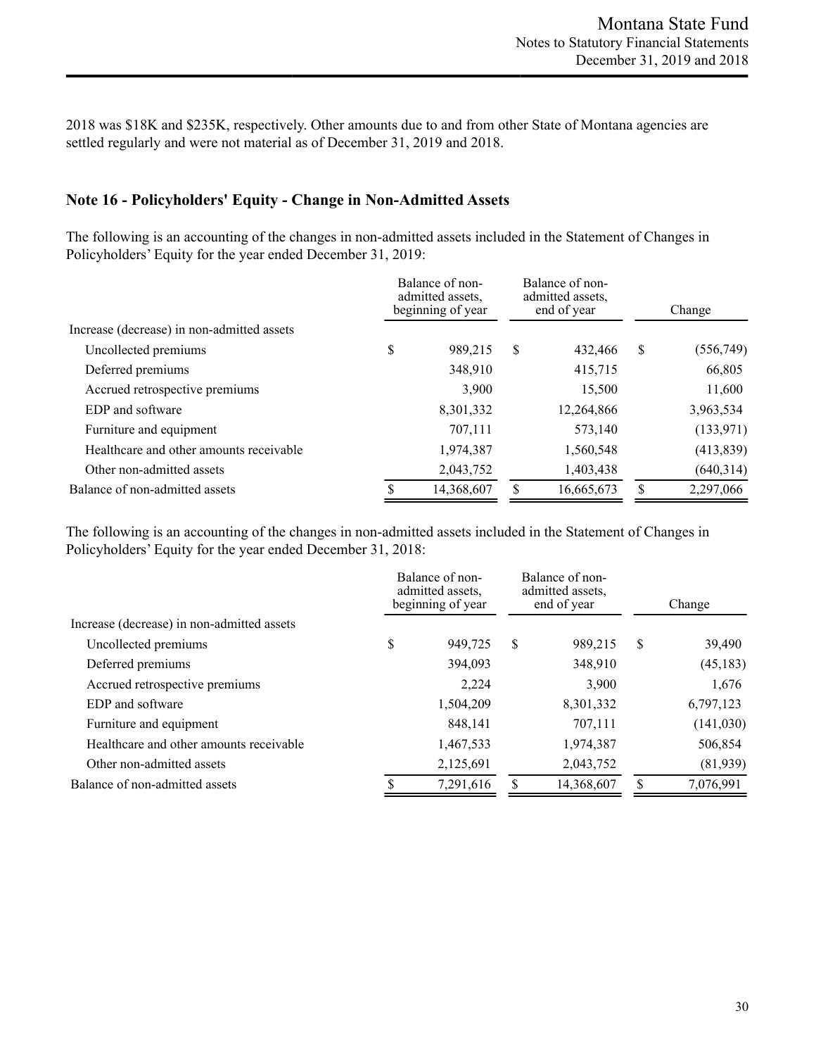2018 was $18K and $235K, respectively. Other amounts due to and from other State of Montana agencies are settled regularly and were not material as of December 31, 2019 and 2018.

## Note 16 - Policyholders' Equity - Change in Non-Admitted Assets

The following is an accounting of the changes in non-admitted assets included in the Statement of Changes in Policyholders' Equity for the year ended December 31, 2019:

| | Balance of non-admitted assets, beginning of year | Balance of non-admitted assets, end of year | Change |
|---|---|---|---|
| Increase (decrease) in non-admitted assets | | | |
| Uncollected premiums | $ 989,215 | $ 432,466 | $ (556,749) |
| Deferred premiums | 348,910 | 415,715 | 66,805 |
| Accrued retrospective premiums | 3,900 | 15,500 | 11,600 |
| EDP and software | 8,301,332 | 12,264,866 | 3,963,534 |
| Furniture and equipment | 707,111 | 573,140 | (133,971) |
| Healthcare and other amounts receivable | 1,974,387 | 1,560,548 | (413,839) |
| Other non-admitted assets | 2,043,752 | 1,403,438 | (640,314) |
| Balance of non-admitted assets | $ 14,368,607 | $ 16,665,673 | $ 2,297,066 |

The following is an accounting of the changes in non-admitted assets included in the Statement of Changes in Policyholders' Equity for the year ended December 31, 2018:

| | Balance of non-admitted assets, beginning of year | Balance of non-admitted assets, end of year | Change |
|---|---|---|---|
| Increase (decrease) in non-admitted assets | | | |
| Uncollected premiums | $ 949,725 | $ 989,215 | $ 39,490 |
| Deferred premiums | 394,093 | 348,910 | (45,183) |
| Accrued retrospective premiums | 2,224 | 3,900 | 1,676 |
| EDP and software | 1,504,209 | 8,301,332 | 6,797,123 |
| Furniture and equipment | 848,141 | 707,111 | (141,030) |
| Healthcare and other amounts receivable | 1,467,533 | 1,974,387 | 506,854 |
| Other non-admitted assets | 2,125,691 | 2,043,752 | (81,939) |
| Balance of non-admitted assets | $ 7,291,616 | $ 14,368,607 | $ 7,076,991 |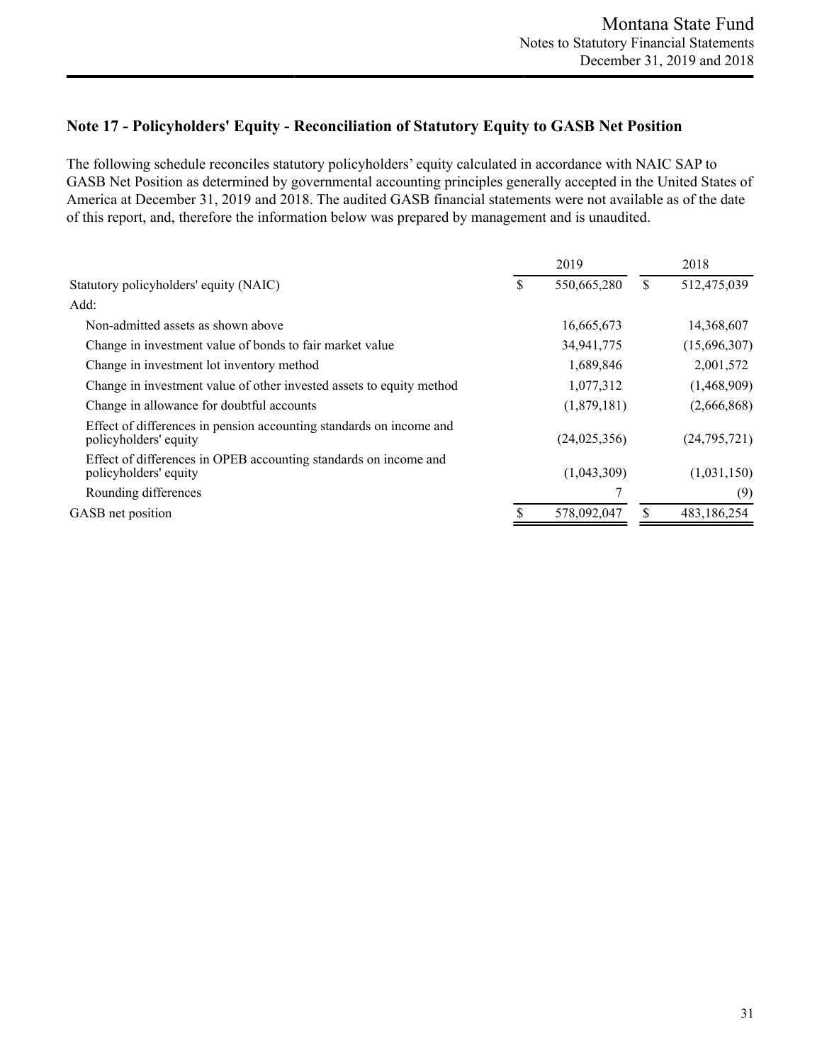## Note 17 - Policyholders' Equity - Reconciliation of Statutory Equity to GASB Net Position

The following schedule reconciles statutory policyholders' equity calculated in accordance with NAIC SAP to GASB Net Position as determined by governmental accounting principles generally accepted in the United States of America at December 31, 2019 and 2018. The audited GASB financial statements were not available as of the date of this report, and, therefore the information below was prepared by management and is unaudited.

| | 2019 | 2018 |
|---|---|---|
| Statutory policyholders' equity (NAIC) | $ 550,665,280 | $ 512,475,039 |
| Add: | | |
| Non-admitted assets as shown above | 16,665,673 | 14,368,607 |
| Change in investment value of bonds to fair market value | 34,941,775 | (15,696,307) |
| Change in investment lot inventory method | 1,689,846 | 2,001,572 |
| Change in investment value of other invested assets to equity method | 1,077,312 | (1,468,909) |
| Change in allowance for doubtful accounts | (1,879,181) | (2,666,868) |
| Effect of differences in pension accounting standards on income and policyholders' equity | (24,025,356) | (24,795,721) |
| Effect of differences in OPEB accounting standards on income and policyholders' equity | (1,043,309) | (1,031,150) |
| Rounding differences | 7 | (9) |
| GASB net position | $ 578,092,047 | $ 483,186,254 |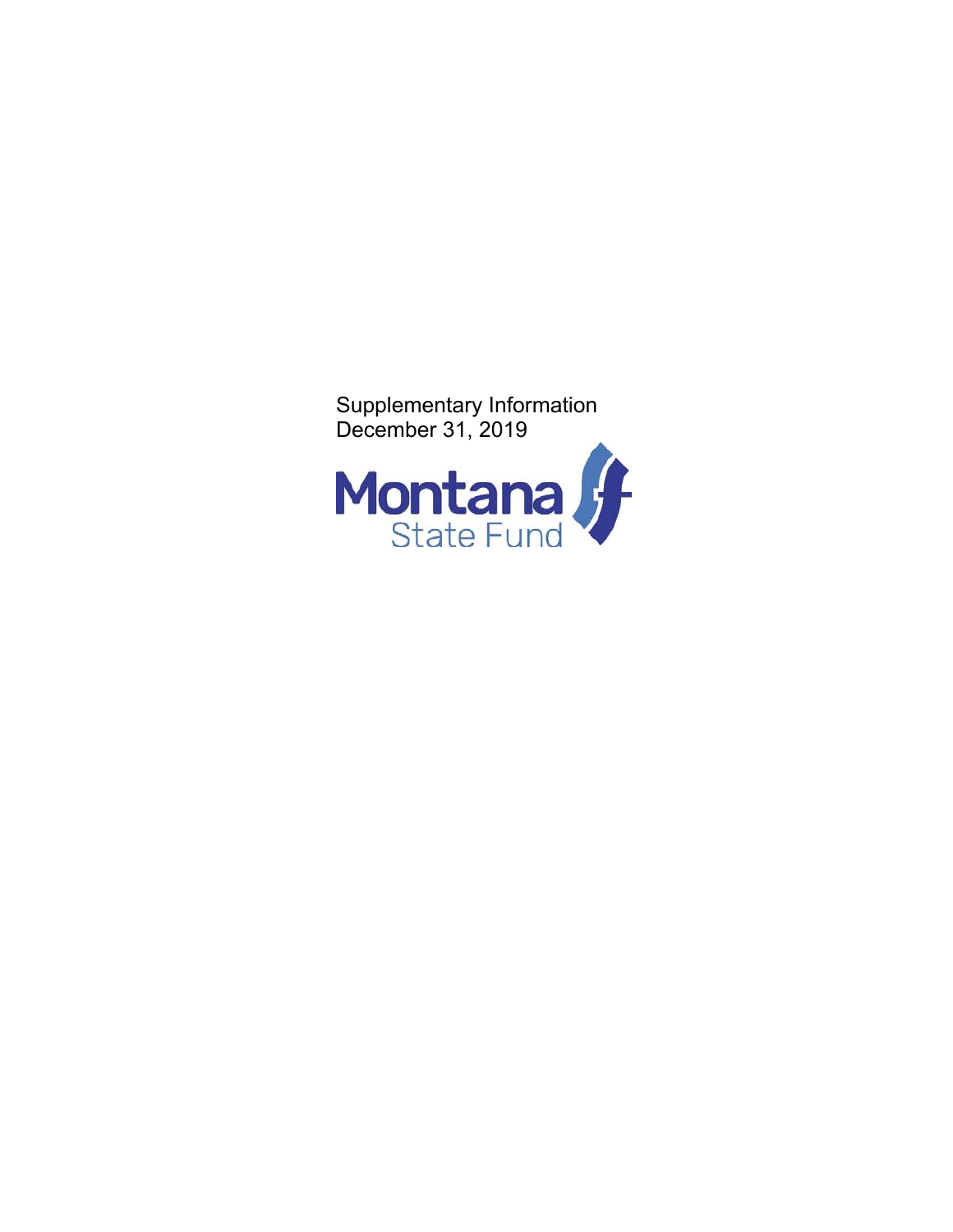Supplementary Information
December 31, 2019

Montana
State Fund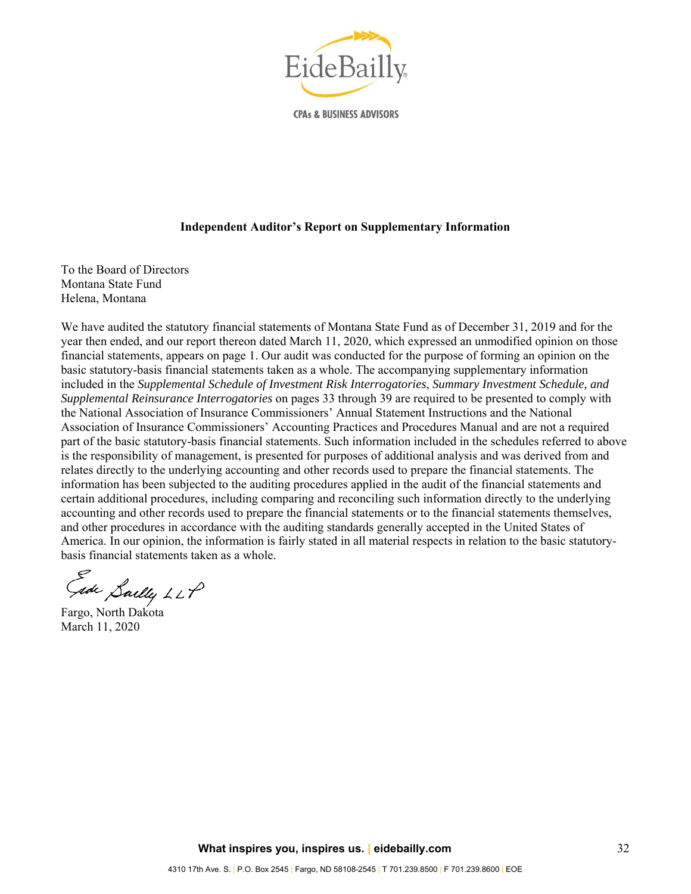EideBailly

CPAs & BUSINESS ADVISORS

**Independent Auditor's Report on Supplementary Information**

To the Board of Directors
Montana State Fund
Helena, Montana

We have audited the statutory financial statements of Montana State Fund as of December 31, 2019 and for the year then ended, and our report thereon dated March 11, 2020, which expressed an unmodified opinion on those financial statements, appears on page 1. Our audit was conducted for the purpose of forming an opinion on the basic statutory-basis financial statements taken as a whole. The accompanying supplementary information included in the *Supplemental Schedule of Investment Risk Interrogatories*, *Summary Investment Schedule, and Supplemental Reinsurance Interrogatories* on pages 33 through 39 are required to be presented to comply with the National Association of Insurance Commissioners' Annual Statement Instructions and the National Association of Insurance Commissioners' Accounting Practices and Procedures Manual and are not a required part of the basic statutory-basis financial statements. Such information included in the schedules referred to above is the responsibility of management, is presented for purposes of additional analysis and was derived from and relates directly to the underlying accounting and other records used to prepare the financial statements. The information has been subjected to the auditing procedures applied in the audit of the financial statements and certain additional procedures, including comparing and reconciling such information directly to the underlying accounting and other records used to prepare the financial statements or to the financial statements themselves, and other procedures in accordance with the auditing standards generally accepted in the United States of America. In our opinion, the information is fairly stated in all material respects in relation to the basic statutory-basis financial statements taken as a whole.

Eide Bailly LLP

Fargo, North Dakota
March 11, 2020

**What inspires you, inspires us.** | **eidebailly.com**

4310 17th Ave. S. | P.O. Box 2545 | Fargo, ND 58108-2545 | T 701.239.8500 | F 701.239.8600 | EOE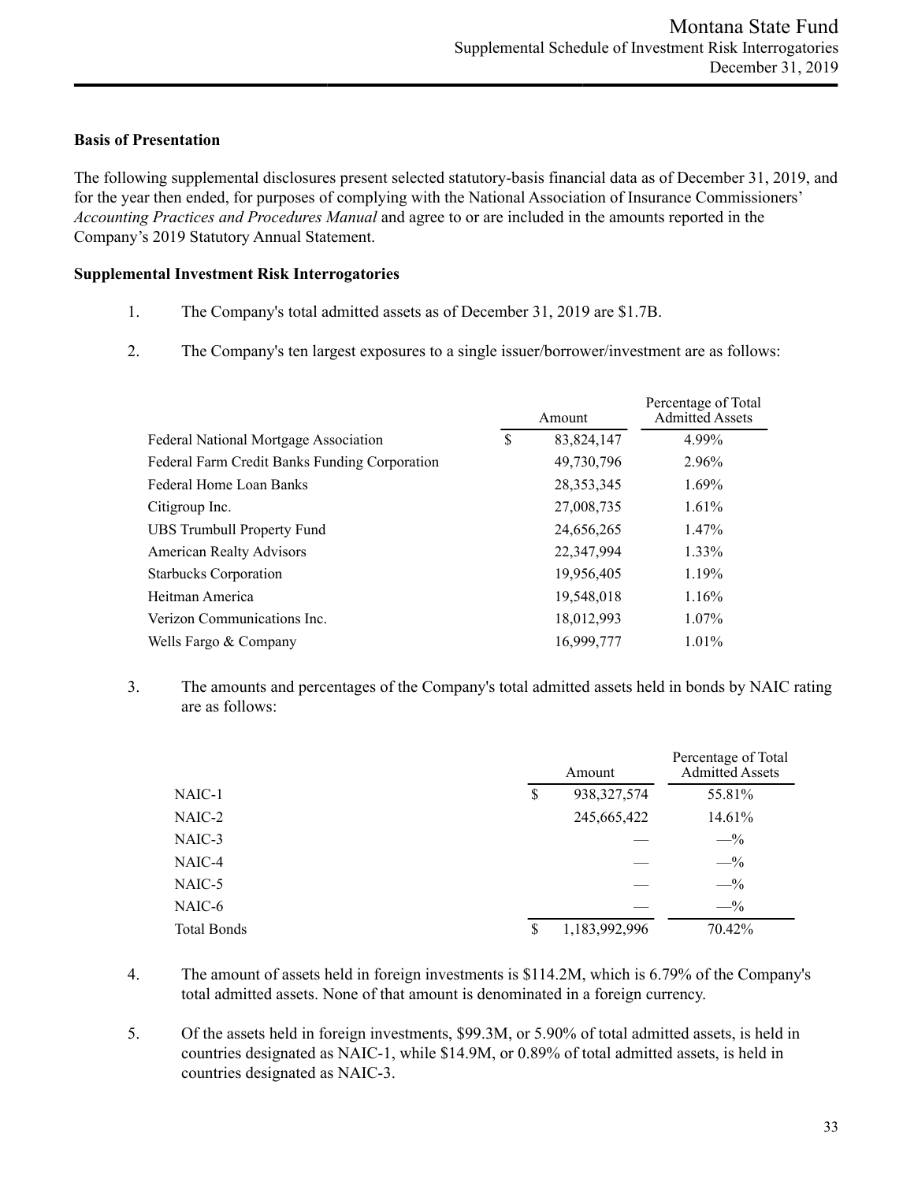**Basis of Presentation**

The following supplemental disclosures present selected statutory-basis financial data as of December 31, 2019, and for the year then ended, for purposes of complying with the National Association of Insurance Commissioners' *Accounting Practices and Procedures Manual* and agree to or are included in the amounts reported in the Company's 2019 Statutory Annual Statement.

**Supplemental Investment Risk Interrogatories**

1. The Company's total admitted assets as of December 31, 2019 are \$1.7B.

2. The Company's ten largest exposures to a single issuer/borrower/investment are as follows:

| | Amount | Percentage of Total Admitted Assets |
|---|---|---|
| Federal National Mortgage Association | $ 83,824,147 | 4.99% |
| Federal Farm Credit Banks Funding Corporation | 49,730,796 | 2.96% |
| Federal Home Loan Banks | 28,353,345 | 1.69% |
| Citigroup Inc. | 27,008,735 | 1.61% |
| UBS Trumbull Property Fund | 24,656,265 | 1.47% |
| American Realty Advisors | 22,347,994 | 1.33% |
| Starbucks Corporation | 19,956,405 | 1.19% |
| Heitman America | 19,548,018 | 1.16% |
| Verizon Communications Inc. | 18,012,993 | 1.07% |
| Wells Fargo & Company | 16,999,777 | 1.01% |

3. The amounts and percentages of the Company's total admitted assets held in bonds by NAIC rating are as follows:

| | Amount | Percentage of Total Admitted Assets |
|---|---|---|
| NAIC-1 | $ 938,327,574 | 55.81% |
| NAIC-2 | 245,665,422 | 14.61% |
| NAIC-3 | — | —% |
| NAIC-4 | — | —% |
| NAIC-5 | — | —% |
| NAIC-6 | — | —% |
| Total Bonds | $ 1,183,992,996 | 70.42% |

4. The amount of assets held in foreign investments is \$114.2M, which is 6.79% of the Company's total admitted assets. None of that amount is denominated in a foreign currency.

5. Of the assets held in foreign investments, \$99.3M, or 5.90% of total admitted assets, is held in countries designated as NAIC-1, while \$14.9M, or 0.89% of total admitted assets, is held in countries designated as NAIC-3.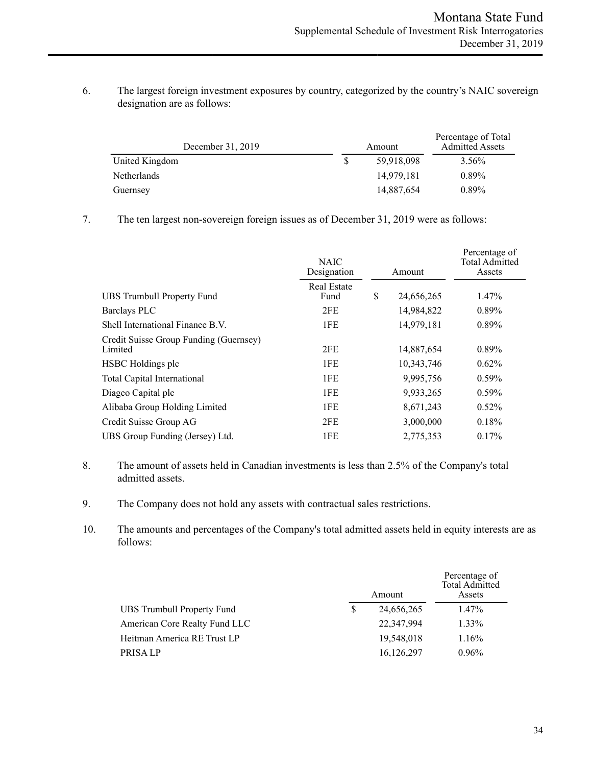6. The largest foreign investment exposures by country, categorized by the country's NAIC sovereign designation are as follows:

| December 31, 2019 | Amount | Percentage of Total Admitted Assets |
|---|---|---|
| United Kingdom | $ 59,918,098 | 3.56% |
| Netherlands | 14,979,181 | 0.89% |
| Guernsey | 14,887,654 | 0.89% |

7. The ten largest non-sovereign foreign issues as of December 31, 2019 were as follows:

| | NAIC Designation | Amount | Percentage of Total Admitted Assets |
|---|---|---|---|
| UBS Trumbull Property Fund | Real Estate Fund | $ 24,656,265 | 1.47% |
| Barclays PLC | 2FE | 14,984,822 | 0.89% |
| Shell International Finance B.V. | 1FE | 14,979,181 | 0.89% |
| Credit Suisse Group Funding (Guernsey) Limited | 2FE | 14,887,654 | 0.89% |
| HSBC Holdings plc | 1FE | 10,343,746 | 0.62% |
| Total Capital International | 1FE | 9,995,756 | 0.59% |
| Diageo Capital plc | 1FE | 9,933,265 | 0.59% |
| Alibaba Group Holding Limited | 1FE | 8,671,243 | 0.52% |
| Credit Suisse Group AG | 2FE | 3,000,000 | 0.18% |
| UBS Group Funding (Jersey) Ltd. | 1FE | 2,775,353 | 0.17% |

8. The amount of assets held in Canadian investments is less than 2.5% of the Company's total admitted assets.

9. The Company does not hold any assets with contractual sales restrictions.

10. The amounts and percentages of the Company's total admitted assets held in equity interests are as follows:

| | Amount | Percentage of Total Admitted Assets |
|---|---|---|
| UBS Trumbull Property Fund | $ 24,656,265 | 1.47% |
| American Core Realty Fund LLC | 22,347,994 | 1.33% |
| Heitman America RE Trust LP | 19,548,018 | 1.16% |
| PRISA LP | 16,126,297 | 0.96% |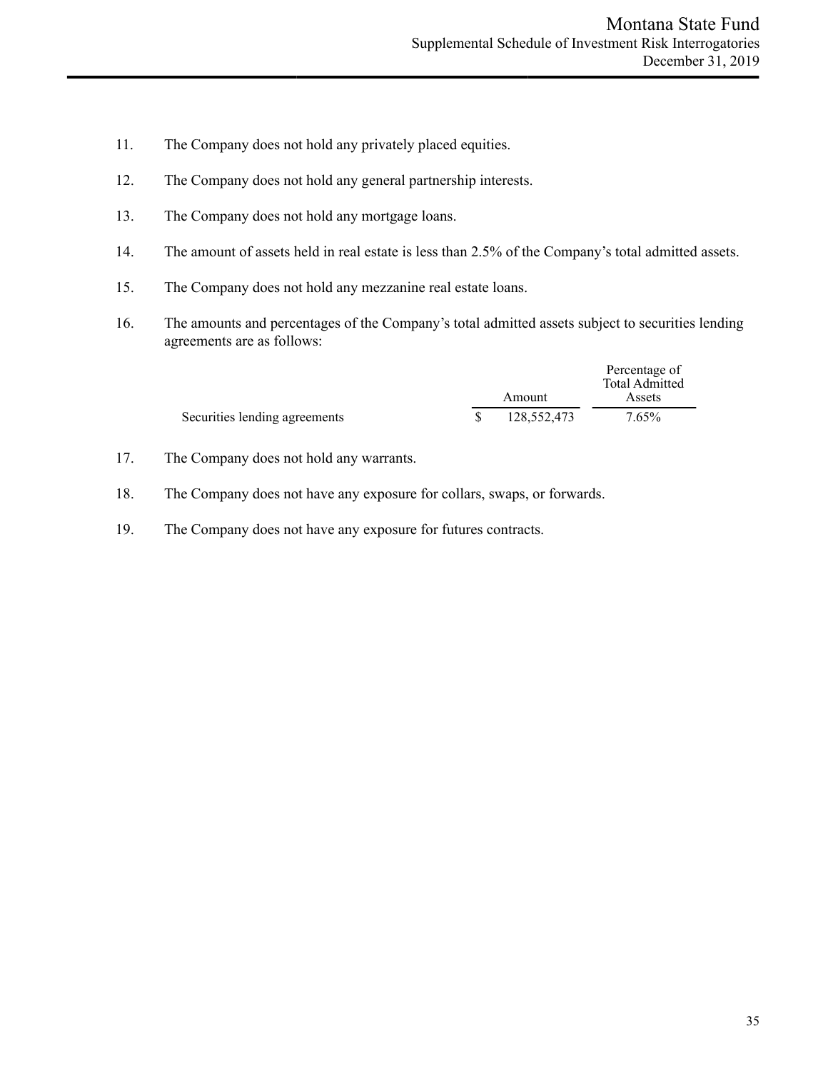11. The Company does not hold any privately placed equities.

12. The Company does not hold any general partnership interests.

13. The Company does not hold any mortgage loans.

14. The amount of assets held in real estate is less than 2.5% of the Company's total admitted assets.

15. The Company does not hold any mezzanine real estate loans.

16. The amounts and percentages of the Company's total admitted assets subject to securities lending agreements are as follows:

| | Amount | Percentage of Total Admitted Assets |
|---|---|---|
| Securities lending agreements | $ 128,552,473 | 7.65% |

17. The Company does not hold any warrants.

18. The Company does not have any exposure for collars, swaps, or forwards.

19. The Company does not have any exposure for futures contracts.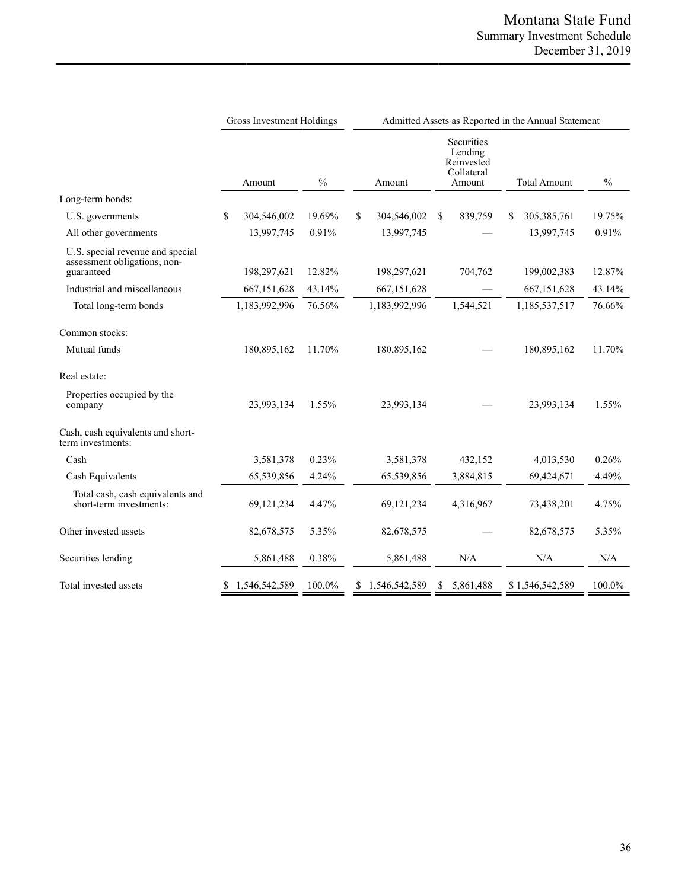# Montana State Fund

## Summary Investment Schedule

## December 31, 2019

| | Gross Investment Holdings | | Admitted Assets as Reported in the Annual Statement | | | |
|---|---|---|---|---|---|---|
| | Amount | % | Amount | Securities Lending Reinvested Collateral Amount | Total Amount | % |
| Long-term bonds: | | | | | | |
| U.S. governments | $ 304,546,002 | 19.69% | $ 304,546,002 | $ 839,759 | $ 305,385,761 | 19.75% |
| All other governments | 13,997,745 | 0.91% | 13,997,745 | — | 13,997,745 | 0.91% |
| U.S. special revenue and special assessment obligations, non-guaranteed | 198,297,621 | 12.82% | 198,297,621 | 704,762 | 199,002,383 | 12.87% |
| Industrial and miscellaneous | 667,151,628 | 43.14% | 667,151,628 | — | 667,151,628 | 43.14% |
| Total long-term bonds | 1,183,992,996 | 76.56% | 1,183,992,996 | 1,544,521 | 1,185,537,517 | 76.66% |
| Common stocks: | | | | | | |
| Mutual funds | 180,895,162 | 11.70% | 180,895,162 | — | 180,895,162 | 11.70% |
| Real estate: | | | | | | |
| Properties occupied by the company | 23,993,134 | 1.55% | 23,993,134 | — | 23,993,134 | 1.55% |
| Cash, cash equivalents and short-term investments: | | | | | | |
| Cash | 3,581,378 | 0.23% | 3,581,378 | 432,152 | 4,013,530 | 0.26% |
| Cash Equivalents | 65,539,856 | 4.24% | 65,539,856 | 3,884,815 | 69,424,671 | 4.49% |
| Total cash, cash equivalents and short-term investments: | 69,121,234 | 4.47% | 69,121,234 | 4,316,967 | 73,438,201 | 4.75% |
| Other invested assets | 82,678,575 | 5.35% | 82,678,575 | — | 82,678,575 | 5.35% |
| Securities lending | 5,861,488 | 0.38% | 5,861,488 | N/A | N/A | N/A |
| Total invested assets | $ 1,546,542,589 | 100.0% | $ 1,546,542,589 | $ 5,861,488 | $ 1,546,542,589 | 100.0% |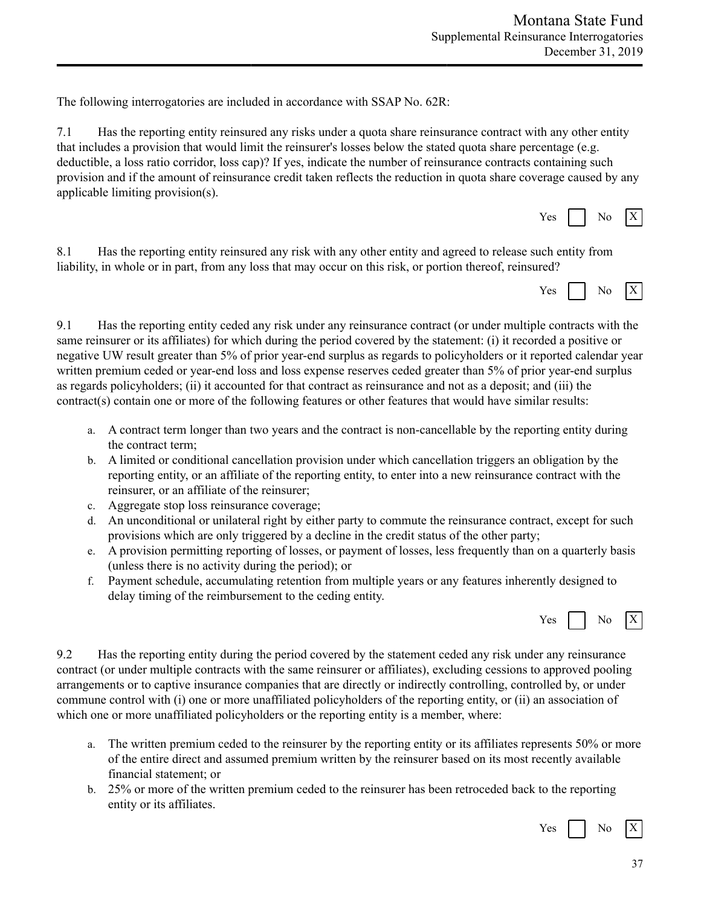The following interrogatories are included in accordance with SSAP No. 62R:

7.1 Has the reporting entity reinsured any risks under a quota share reinsurance contract with any other entity that includes a provision that would limit the reinsurer's losses below the stated quota share percentage (e.g. deductible, a loss ratio corridor, loss cap)? If yes, indicate the number of reinsurance contracts containing such provision and if the amount of reinsurance credit taken reflects the reduction in quota share coverage caused by any applicable limiting provision(s).

Yes [ ] No [X]

8.1 Has the reporting entity reinsured any risk with any other entity and agreed to release such entity from liability, in whole or in part, from any loss that may occur on this risk, or portion thereof, reinsured?

Yes [ ] No [X]

9.1 Has the reporting entity ceded any risk under any reinsurance contract (or under multiple contracts with the same reinsurer or its affiliates) for which during the period covered by the statement: (i) it recorded a positive or negative UW result greater than 5% of prior year-end surplus as regards to policyholders or it reported calendar year written premium ceded or year-end loss and loss expense reserves ceded greater than 5% of prior year-end surplus as regards policyholders; (ii) it accounted for that contract as reinsurance and not as a deposit; and (iii) the contract(s) contain one or more of the following features or other features that would have similar results:

a. A contract term longer than two years and the contract is non-cancellable by the reporting entity during the contract term;
b. A limited or conditional cancellation provision under which cancellation triggers an obligation by the reporting entity, or an affiliate of the reporting entity, to enter into a new reinsurance contract with the reinsurer, or an affiliate of the reinsurer;
c. Aggregate stop loss reinsurance coverage;
d. An unconditional or unilateral right by either party to commute the reinsurance contract, except for such provisions which are only triggered by a decline in the credit status of the other party;
e. A provision permitting reporting of losses, or payment of losses, less frequently than on a quarterly basis (unless there is no activity during the period); or
f. Payment schedule, accumulating retention from multiple years or any features inherently designed to delay timing of the reimbursement to the ceding entity.

Yes [ ] No [X]

9.2 Has the reporting entity during the period covered by the statement ceded any risk under any reinsurance contract (or under multiple contracts with the same reinsurer or affiliates), excluding cessions to approved pooling arrangements or to captive insurance companies that are directly or indirectly controlling, controlled by, or under commune control with (i) one or more unaffiliated policyholders of the reporting entity, or (ii) an association of which one or more unaffiliated policyholders or the reporting entity is a member, where:

a. The written premium ceded to the reinsurer by the reporting entity or its affiliates represents 50% or more of the entire direct and assumed premium written by the reinsurer based on its most recently available financial statement; or
b. 25% or more of the written premium ceded to the reinsurer has been retroceded back to the reporting entity or its affiliates.

Yes [ ] No [X]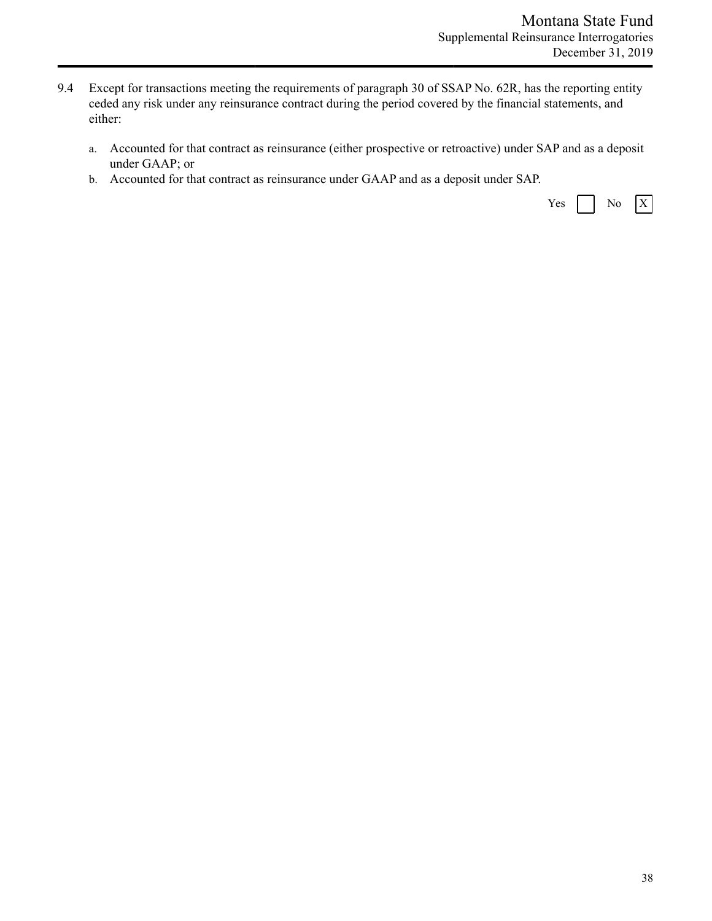9.4 Except for transactions meeting the requirements of paragraph 30 of SSAP No. 62R, has the reporting entity ceded any risk under any reinsurance contract during the period covered by the financial statements, and either:

   a. Accounted for that contract as reinsurance (either prospective or retroactive) under SAP and as a deposit under GAAP; or
   b. Accounted for that contract as reinsurance under GAAP and as a deposit under SAP.

Yes [ ] No [X]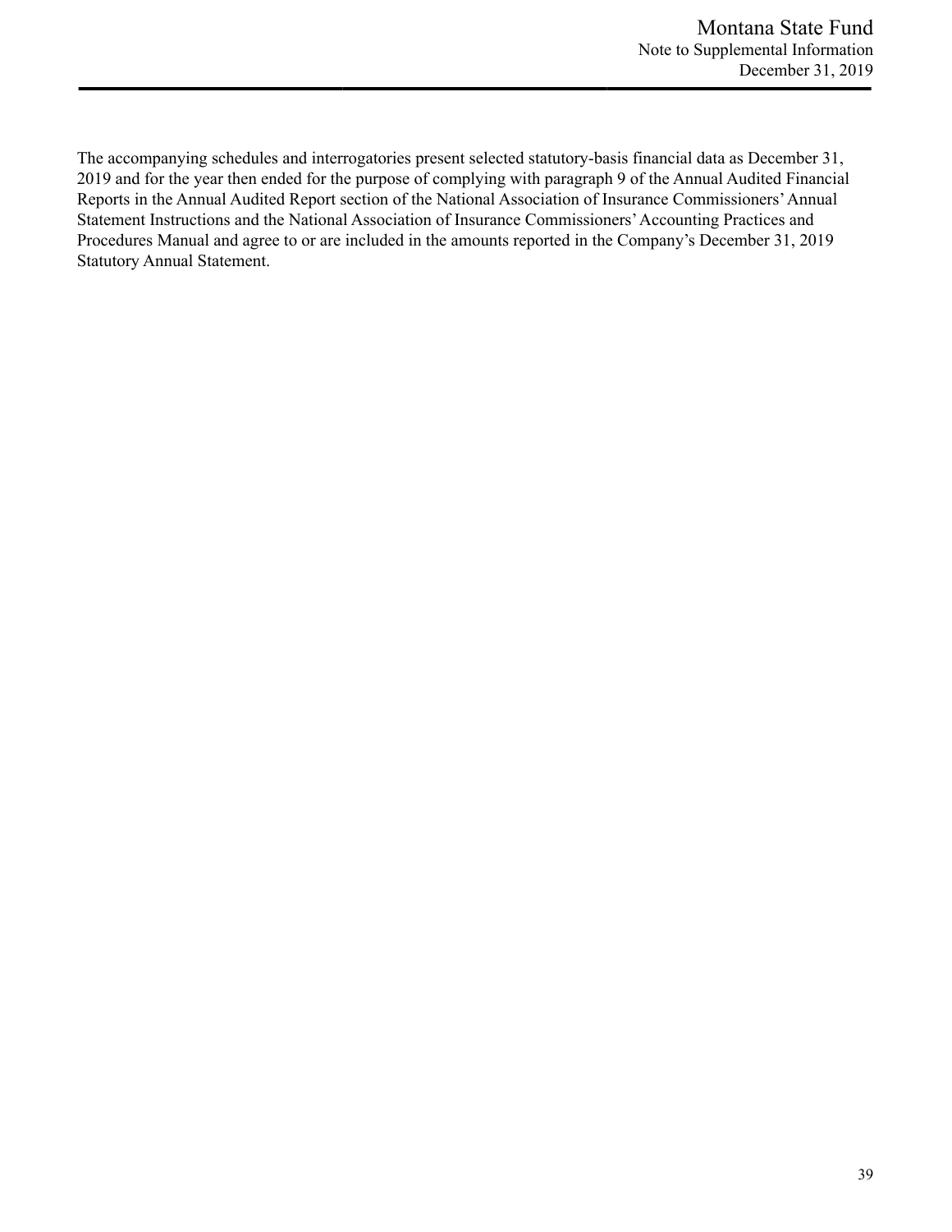The accompanying schedules and interrogatories present selected statutory-basis financial data as December 31, 2019 and for the year then ended for the purpose of complying with paragraph 9 of the Annual Audited Financial Reports in the Annual Audited Report section of the National Association of Insurance Commissioners' Annual Statement Instructions and the National Association of Insurance Commissioners' Accounting Practices and Procedures Manual and agree to or are included in the amounts reported in the Company's December 31, 2019 Statutory Annual Statement.